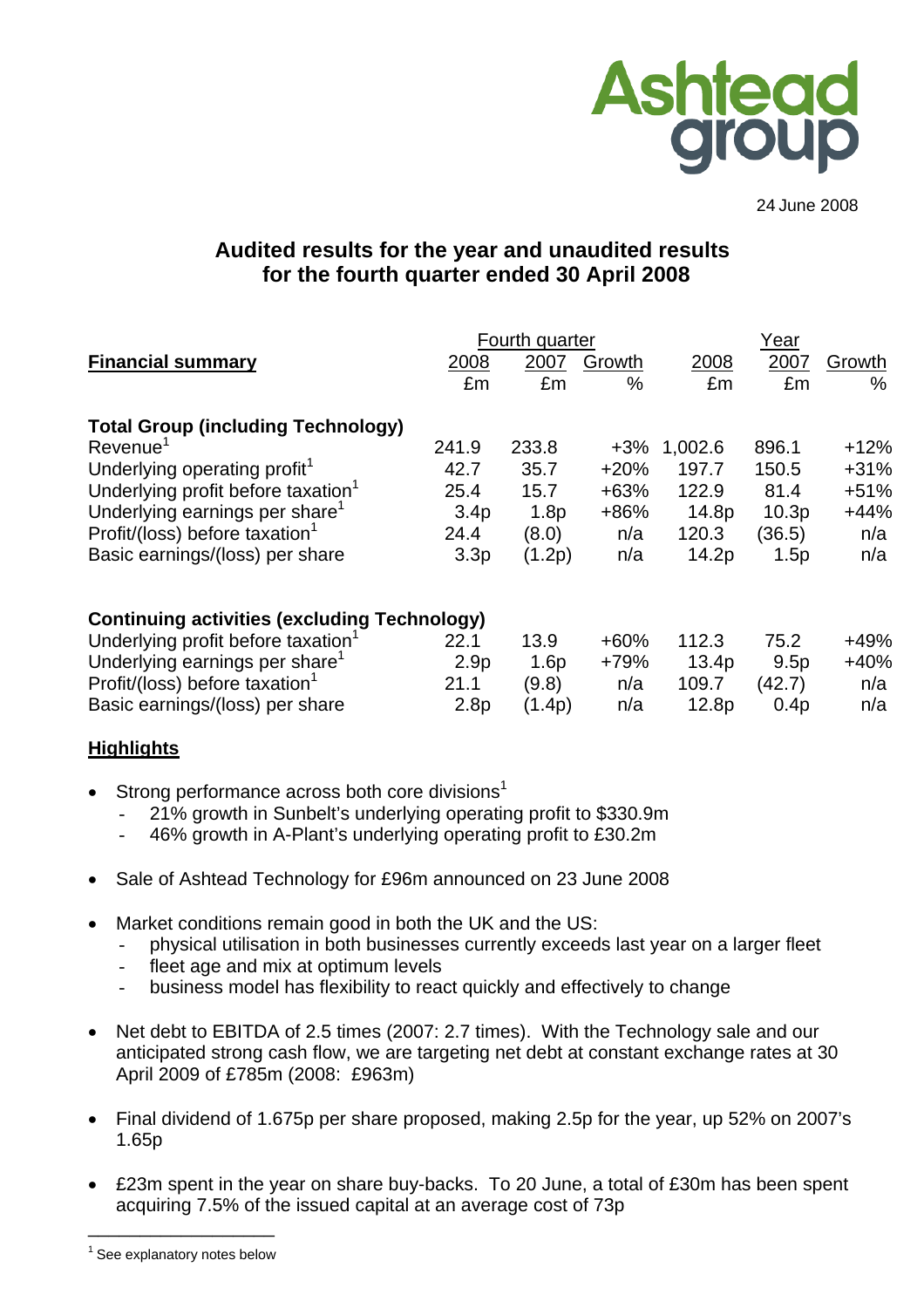Ashtead group

24 June 2008

## Audited results for the year and unaudited results for the fourth quarter ended 30 April 2008

| Financial summary | Fourth quarter 2008 | Fourth quarter 2007 | Fourth quarter Growth | Year 2008 | Year 2007 | Year Growth |
|---|---|---|---|---|---|---|
| | £m | £m | % | £m | £m | % |
| **Total Group (including Technology)** | | | | | | |
| Revenue[1] | 241.9 | 233.8 | +3% | 1,002.6 | 896.1 | +12% |
| Underlying operating profit[1] | 42.7 | 35.7 | +20% | 197.7 | 150.5 | +31% |
| Underlying profit before taxation[1] | 25.4 | 15.7 | +63% | 122.9 | 81.4 | +51% |
| Underlying earnings per share[1] | 3.4p | 1.8p | +86% | 14.8p | 10.3p | +44% |
| Profit/(loss) before taxation[1] | 24.4 | (8.0) | n/a | 120.3 | (36.5) | n/a |
| Basic earnings/(loss) per share | 3.3p | (1.2p) | n/a | 14.2p | 1.5p | n/a |
| **Continuing activities (excluding Technology)** | | | | | | |
| Underlying profit before taxation[1] | 22.1 | 13.9 | +60% | 112.3 | 75.2 | +49% |
| Underlying earnings per share[1] | 2.9p | 1.6p | +79% | 13.4p | 9.5p | +40% |
| Profit/(loss) before taxation[1] | 21.1 | (9.8) | n/a | 109.7 | (42.7) | n/a |
| Basic earnings/(loss) per share | 2.8p | (1.4p) | n/a | 12.8p | 0.4p | n/a |

### Highlights

- Strong performance across both core divisions[1]
  - 21% growth in Sunbelt's underlying operating profit to $330.9m
  - 46% growth in A-Plant's underlying operating profit to £30.2m
- Sale of Ashtead Technology for £96m announced on 23 June 2008
- Market conditions remain good in both the UK and the US:
  - physical utilisation in both businesses currently exceeds last year on a larger fleet
  - fleet age and mix at optimum levels
  - business model has flexibility to react quickly and effectively to change
- Net debt to EBITDA of 2.5 times (2007: 2.7 times). With the Technology sale and our anticipated strong cash flow, we are targeting net debt at constant exchange rates at 30 April 2009 of £785m (2008: £963m)
- Final dividend of 1.675p per share proposed, making 2.5p for the year, up 52% on 2007's 1.65p
- £23m spent in the year on share buy-backs. To 20 June, a total of £30m has been spent acquiring 7.5% of the issued capital at an average cost of 73p

[1] See explanatory notes below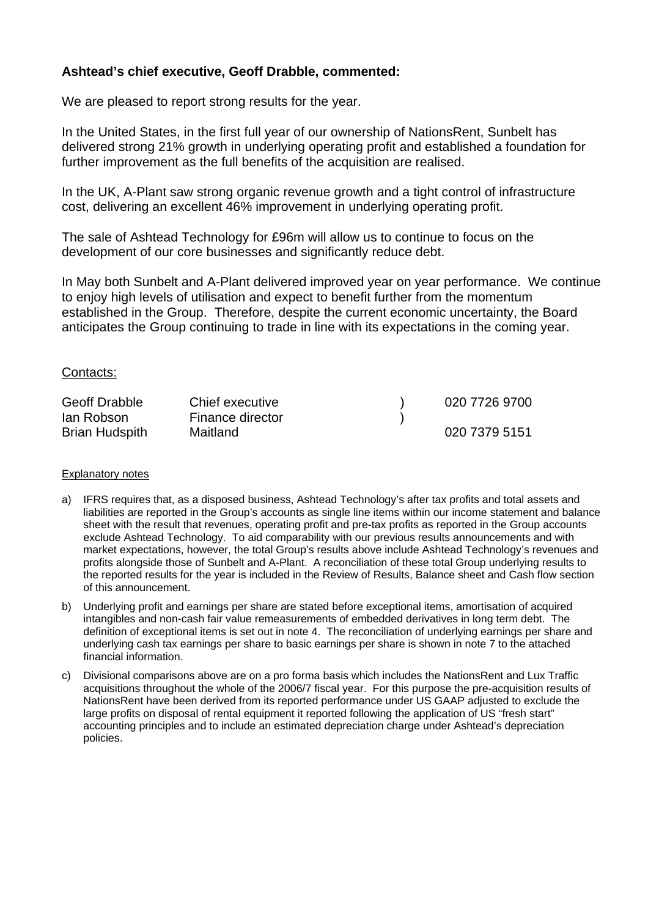**Ashtead's chief executive, Geoff Drabble, commented:**

We are pleased to report strong results for the year.

In the United States, in the first full year of our ownership of NationsRent, Sunbelt has delivered strong 21% growth in underlying operating profit and established a foundation for further improvement as the full benefits of the acquisition are realised.

In the UK, A-Plant saw strong organic revenue growth and a tight control of infrastructure cost, delivering an excellent 46% improvement in underlying operating profit.

The sale of Ashtead Technology for £96m will allow us to continue to focus on the development of our core businesses and significantly reduce debt.

In May both Sunbelt and A-Plant delivered improved year on year performance. We continue to enjoy high levels of utilisation and expect to benefit further from the momentum established in the Group. Therefore, despite the current economic uncertainty, the Board anticipates the Group continuing to trade in line with its expectations in the coming year.

Contacts:

| | | | |
|---|---|---|---|
| Geoff Drabble | Chief executive | ) | 020 7726 9700 |
| Ian Robson | Finance director | ) | |
| Brian Hudspith | Maitland | | 020 7379 5151 |

Explanatory notes

a) IFRS requires that, as a disposed business, Ashtead Technology's after tax profits and total assets and liabilities are reported in the Group's accounts as single line items within our income statement and balance sheet with the result that revenues, operating profit and pre-tax profits as reported in the Group accounts exclude Ashtead Technology. To aid comparability with our previous results announcements and with market expectations, however, the total Group's results above include Ashtead Technology's revenues and profits alongside those of Sunbelt and A-Plant. A reconciliation of these total Group underlying results to the reported results for the year is included in the Review of Results, Balance sheet and Cash flow section of this announcement.

b) Underlying profit and earnings per share are stated before exceptional items, amortisation of acquired intangibles and non-cash fair value remeasurements of embedded derivatives in long term debt. The definition of exceptional items is set out in note 4. The reconciliation of underlying earnings per share and underlying cash tax earnings per share to basic earnings per share is shown in note 7 to the attached financial information.

c) Divisional comparisons above are on a pro forma basis which includes the NationsRent and Lux Traffic acquisitions throughout the whole of the 2006/7 fiscal year. For this purpose the pre-acquisition results of NationsRent have been derived from its reported performance under US GAAP adjusted to exclude the large profits on disposal of rental equipment it reported following the application of US "fresh start" accounting principles and to include an estimated depreciation charge under Ashtead's depreciation policies.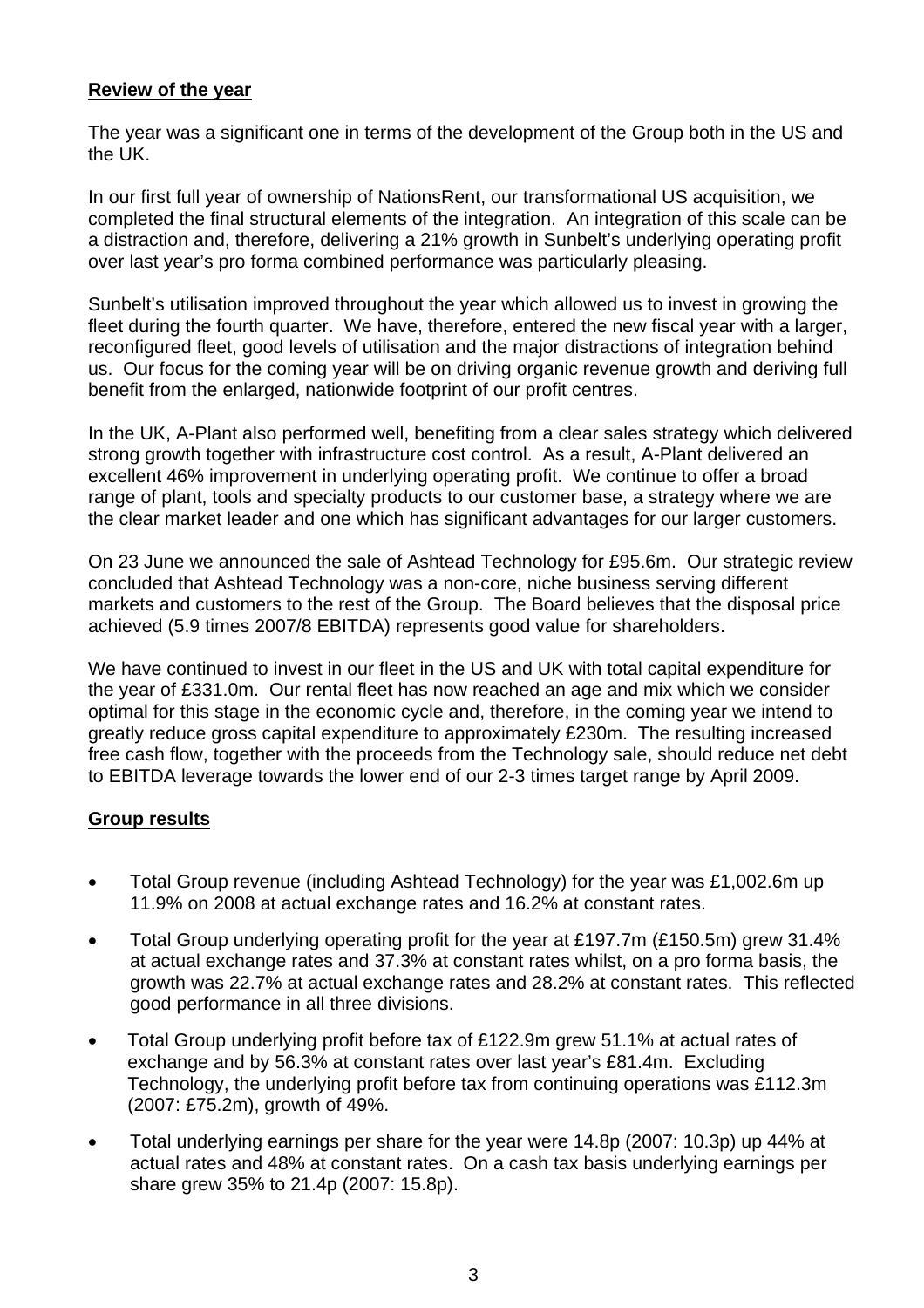## Review of the year

The year was a significant one in terms of the development of the Group both in the US and the UK.

In our first full year of ownership of NationsRent, our transformational US acquisition, we completed the final structural elements of the integration. An integration of this scale can be a distraction and, therefore, delivering a 21% growth in Sunbelt's underlying operating profit over last year's pro forma combined performance was particularly pleasing.

Sunbelt's utilisation improved throughout the year which allowed us to invest in growing the fleet during the fourth quarter. We have, therefore, entered the new fiscal year with a larger, reconfigured fleet, good levels of utilisation and the major distractions of integration behind us. Our focus for the coming year will be on driving organic revenue growth and deriving full benefit from the enlarged, nationwide footprint of our profit centres.

In the UK, A-Plant also performed well, benefiting from a clear sales strategy which delivered strong growth together with infrastructure cost control. As a result, A-Plant delivered an excellent 46% improvement in underlying operating profit. We continue to offer a broad range of plant, tools and specialty products to our customer base, a strategy where we are the clear market leader and one which has significant advantages for our larger customers.

On 23 June we announced the sale of Ashtead Technology for £95.6m. Our strategic review concluded that Ashtead Technology was a non-core, niche business serving different markets and customers to the rest of the Group. The Board believes that the disposal price achieved (5.9 times 2007/8 EBITDA) represents good value for shareholders.

We have continued to invest in our fleet in the US and UK with total capital expenditure for the year of £331.0m. Our rental fleet has now reached an age and mix which we consider optimal for this stage in the economic cycle and, therefore, in the coming year we intend to greatly reduce gross capital expenditure to approximately £230m. The resulting increased free cash flow, together with the proceeds from the Technology sale, should reduce net debt to EBITDA leverage towards the lower end of our 2-3 times target range by April 2009.

## Group results

- Total Group revenue (including Ashtead Technology) for the year was £1,002.6m up 11.9% on 2008 at actual exchange rates and 16.2% at constant rates.
- Total Group underlying operating profit for the year at £197.7m (£150.5m) grew 31.4% at actual exchange rates and 37.3% at constant rates whilst, on a pro forma basis, the growth was 22.7% at actual exchange rates and 28.2% at constant rates. This reflected good performance in all three divisions.
- Total Group underlying profit before tax of £122.9m grew 51.1% at actual rates of exchange and by 56.3% at constant rates over last year's £81.4m. Excluding Technology, the underlying profit before tax from continuing operations was £112.3m (2007: £75.2m), growth of 49%.
- Total underlying earnings per share for the year were 14.8p (2007: 10.3p) up 44% at actual rates and 48% at constant rates. On a cash tax basis underlying earnings per share grew 35% to 21.4p (2007: 15.8p).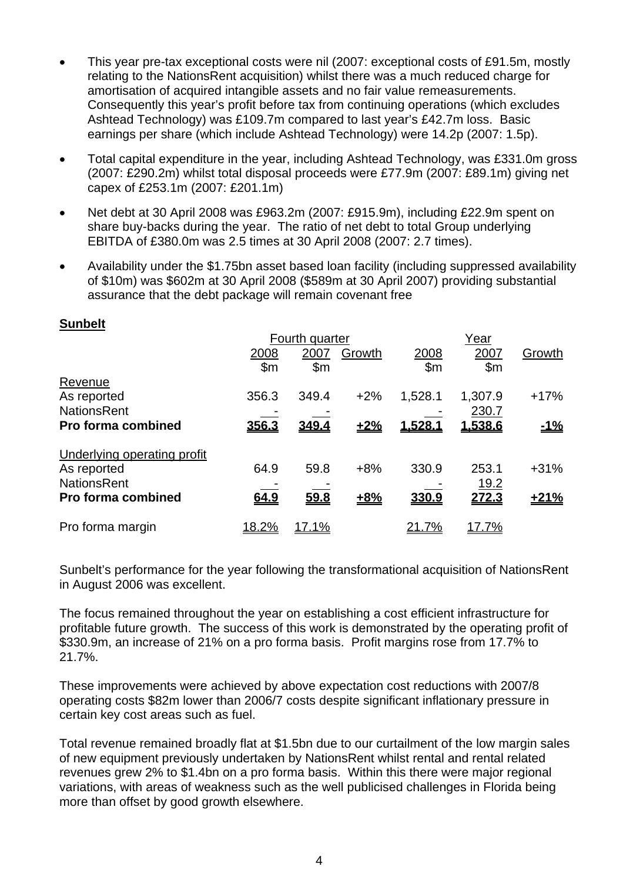- This year pre-tax exceptional costs were nil (2007: exceptional costs of £91.5m, mostly relating to the NationsRent acquisition) whilst there was a much reduced charge for amortisation of acquired intangible assets and no fair value remeasurements. Consequently this year's profit before tax from continuing operations (which excludes Ashtead Technology) was £109.7m compared to last year's £42.7m loss. Basic earnings per share (which include Ashtead Technology) were 14.2p (2007: 1.5p).
- Total capital expenditure in the year, including Ashtead Technology, was £331.0m gross (2007: £290.2m) whilst total disposal proceeds were £77.9m (2007: £89.1m) giving net capex of £253.1m (2007: £201.1m)
- Net debt at 30 April 2008 was £963.2m (2007: £915.9m), including £22.9m spent on share buy-backs during the year. The ratio of net debt to total Group underlying EBITDA of £380.0m was 2.5 times at 30 April 2008 (2007: 2.7 times).
- Availability under the $1.75bn asset based loan facility (including suppressed availability of $10m) was $602m at 30 April 2008 ($589m at 30 April 2007) providing substantial assurance that the debt package will remain covenant free

**Sunbelt**

| | Fourth quarter | | | Year | | |
|---|---|---|---|---|---|---|
| | 2008 $m | 2007 $m | Growth | 2008 $m | 2007 $m | Growth |
| Revenue | | | | | | |
| As reported | 356.3 | 349.4 | +2% | 1,528.1 | 1,307.9 | +17% |
| NationsRent | - | - | | - | 230.7 | |
| **Pro forma combined** | **356.3** | **349.4** | **+2%** | **1,528.1** | **1,538.6** | **-1%** |
| Underlying operating profit | | | | | | |
| As reported | 64.9 | 59.8 | +8% | 330.9 | 253.1 | +31% |
| NationsRent | - | - | | - | 19.2 | |
| **Pro forma combined** | **64.9** | **59.8** | **+8%** | **330.9** | **272.3** | **+21%** |
| Pro forma margin | 18.2% | 17.1% | | 21.7% | 17.7% | |

Sunbelt's performance for the year following the transformational acquisition of NationsRent in August 2006 was excellent.

The focus remained throughout the year on establishing a cost efficient infrastructure for profitable future growth. The success of this work is demonstrated by the operating profit of $330.9m, an increase of 21% on a pro forma basis. Profit margins rose from 17.7% to 21.7%.

These improvements were achieved by above expectation cost reductions with 2007/8 operating costs $82m lower than 2006/7 costs despite significant inflationary pressure in certain key cost areas such as fuel.

Total revenue remained broadly flat at $1.5bn due to our curtailment of the low margin sales of new equipment previously undertaken by NationsRent whilst rental and rental related revenues grew 2% to $1.4bn on a pro forma basis. Within this there were major regional variations, with areas of weakness such as the well publicised challenges in Florida being more than offset by good growth elsewhere.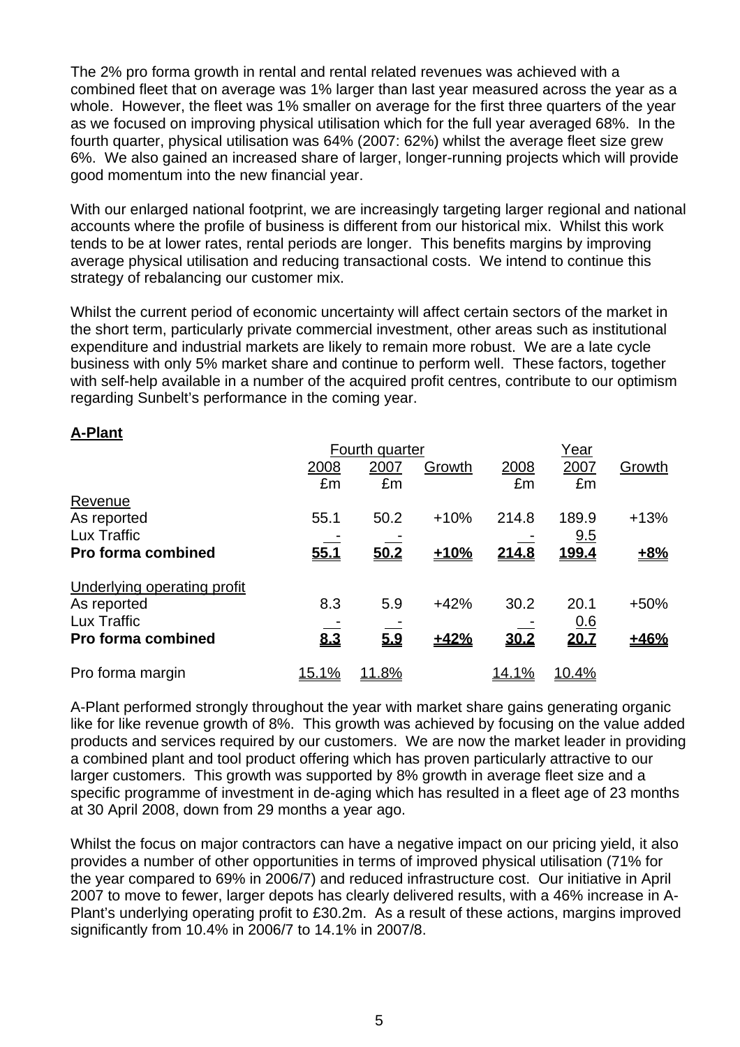The 2% pro forma growth in rental and rental related revenues was achieved with a combined fleet that on average was 1% larger than last year measured across the year as a whole. However, the fleet was 1% smaller on average for the first three quarters of the year as we focused on improving physical utilisation which for the full year averaged 68%. In the fourth quarter, physical utilisation was 64% (2007: 62%) whilst the average fleet size grew 6%. We also gained an increased share of larger, longer-running projects which will provide good momentum into the new financial year.

With our enlarged national footprint, we are increasingly targeting larger regional and national accounts where the profile of business is different from our historical mix. Whilst this work tends to be at lower rates, rental periods are longer. This benefits margins by improving average physical utilisation and reducing transactional costs. We intend to continue this strategy of rebalancing our customer mix.

Whilst the current period of economic uncertainty will affect certain sectors of the market in the short term, particularly private commercial investment, other areas such as institutional expenditure and industrial markets are likely to remain more robust. We are a late cycle business with only 5% market share and continue to perform well. These factors, together with self-help available in a number of the acquired profit centres, contribute to our optimism regarding Sunbelt's performance in the coming year.

**A-Plant**

| | Fourth quarter | | | Year | | |
|---|---|---|---|---|---|---|
| | 2008 £m | 2007 £m | Growth | 2008 £m | 2007 £m | Growth |
| Revenue | | | | | | |
| As reported | 55.1 | 50.2 | +10% | 214.8 | 189.9 | +13% |
| Lux Traffic | - | - | | - | 9.5 | |
| **Pro forma combined** | **55.1** | **50.2** | **+10%** | **214.8** | **199.4** | **+8%** |
| Underlying operating profit | | | | | | |
| As reported | 8.3 | 5.9 | +42% | 30.2 | 20.1 | +50% |
| Lux Traffic | - | - | | - | 0.6 | |
| **Pro forma combined** | **8.3** | **5.9** | **+42%** | **30.2** | **20.7** | **+46%** |
| Pro forma margin | 15.1% | 11.8% | | 14.1% | 10.4% | |

A-Plant performed strongly throughout the year with market share gains generating organic like for like revenue growth of 8%. This growth was achieved by focusing on the value added products and services required by our customers. We are now the market leader in providing a combined plant and tool product offering which has proven particularly attractive to our larger customers. This growth was supported by 8% growth in average fleet size and a specific programme of investment in de-aging which has resulted in a fleet age of 23 months at 30 April 2008, down from 29 months a year ago.

Whilst the focus on major contractors can have a negative impact on our pricing yield, it also provides a number of other opportunities in terms of improved physical utilisation (71% for the year compared to 69% in 2006/7) and reduced infrastructure cost. Our initiative in April 2007 to move to fewer, larger depots has clearly delivered results, with a 46% increase in A-Plant's underlying operating profit to £30.2m. As a result of these actions, margins improved significantly from 10.4% in 2006/7 to 14.1% in 2007/8.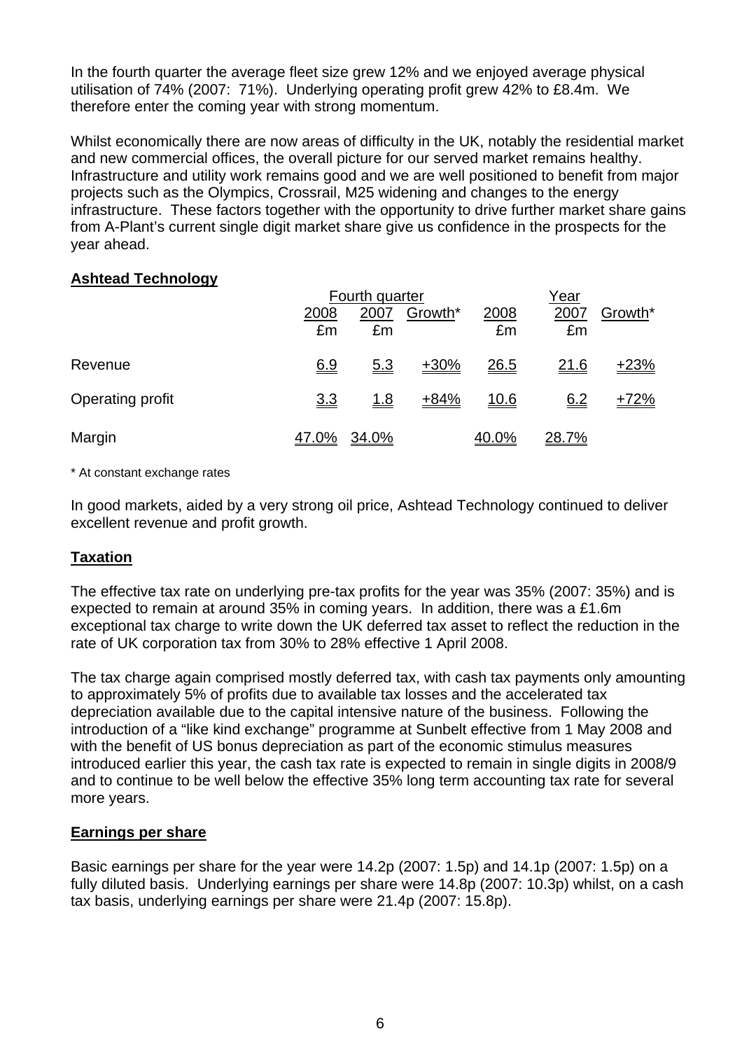In the fourth quarter the average fleet size grew 12% and we enjoyed average physical utilisation of 74% (2007: 71%). Underlying operating profit grew 42% to £8.4m. We therefore enter the coming year with strong momentum.

Whilst economically there are now areas of difficulty in the UK, notably the residential market and new commercial offices, the overall picture for our served market remains healthy. Infrastructure and utility work remains good and we are well positioned to benefit from major projects such as the Olympics, Crossrail, M25 widening and changes to the energy infrastructure. These factors together with the opportunity to drive further market share gains from A-Plant's current single digit market share give us confidence in the prospects for the year ahead.

## Ashtead Technology

| | Fourth quarter | | | Year | | |
|---|---|---|---|---|---|---|
| | 2008 £m | 2007 £m | Growth* | 2008 £m | 2007 £m | Growth* |
| Revenue | 6.9 | 5.3 | +30% | 26.5 | 21.6 | +23% |
| Operating profit | 3.3 | 1.8 | +84% | 10.6 | 6.2 | +72% |
| Margin | 47.0% | 34.0% | | 40.0% | 28.7% | |

\* At constant exchange rates

In good markets, aided by a very strong oil price, Ashtead Technology continued to deliver excellent revenue and profit growth.

## Taxation

The effective tax rate on underlying pre-tax profits for the year was 35% (2007: 35%) and is expected to remain at around 35% in coming years. In addition, there was a £1.6m exceptional tax charge to write down the UK deferred tax asset to reflect the reduction in the rate of UK corporation tax from 30% to 28% effective 1 April 2008.

The tax charge again comprised mostly deferred tax, with cash tax payments only amounting to approximately 5% of profits due to available tax losses and the accelerated tax depreciation available due to the capital intensive nature of the business. Following the introduction of a "like kind exchange" programme at Sunbelt effective from 1 May 2008 and with the benefit of US bonus depreciation as part of the economic stimulus measures introduced earlier this year, the cash tax rate is expected to remain in single digits in 2008/9 and to continue to be well below the effective 35% long term accounting tax rate for several more years.

## Earnings per share

Basic earnings per share for the year were 14.2p (2007: 1.5p) and 14.1p (2007: 1.5p) on a fully diluted basis. Underlying earnings per share were 14.8p (2007: 10.3p) whilst, on a cash tax basis, underlying earnings per share were 21.4p (2007: 15.8p).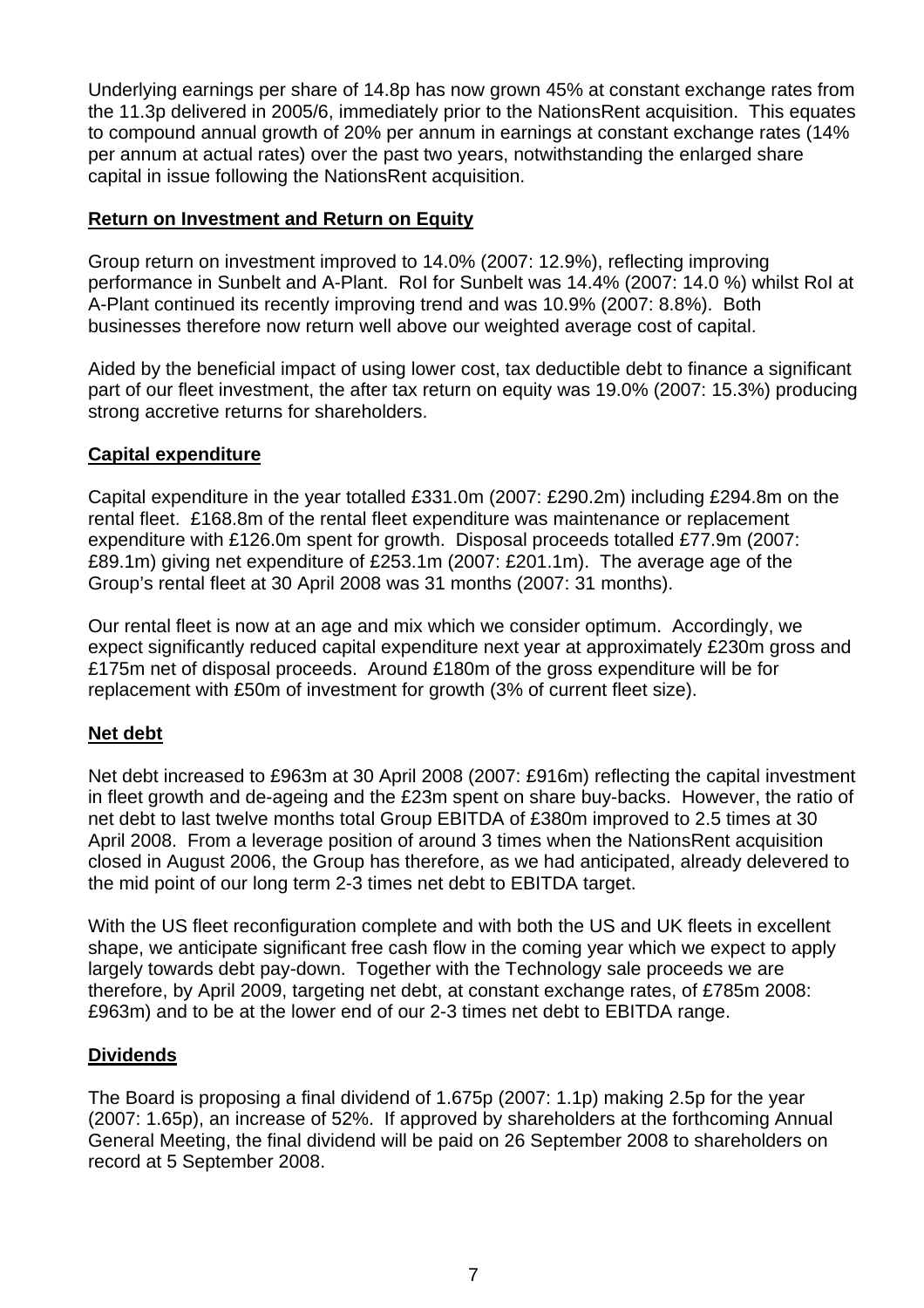Underlying earnings per share of 14.8p has now grown 45% at constant exchange rates from the 11.3p delivered in 2005/6, immediately prior to the NationsRent acquisition. This equates to compound annual growth of 20% per annum in earnings at constant exchange rates (14% per annum at actual rates) over the past two years, notwithstanding the enlarged share capital in issue following the NationsRent acquisition.

## Return on Investment and Return on Equity

Group return on investment improved to 14.0% (2007: 12.9%), reflecting improving performance in Sunbelt and A-Plant. RoI for Sunbelt was 14.4% (2007: 14.0 %) whilst RoI at A-Plant continued its recently improving trend and was 10.9% (2007: 8.8%). Both businesses therefore now return well above our weighted average cost of capital.

Aided by the beneficial impact of using lower cost, tax deductible debt to finance a significant part of our fleet investment, the after tax return on equity was 19.0% (2007: 15.3%) producing strong accretive returns for shareholders.

## Capital expenditure

Capital expenditure in the year totalled £331.0m (2007: £290.2m) including £294.8m on the rental fleet. £168.8m of the rental fleet expenditure was maintenance or replacement expenditure with £126.0m spent for growth. Disposal proceeds totalled £77.9m (2007: £89.1m) giving net expenditure of £253.1m (2007: £201.1m). The average age of the Group's rental fleet at 30 April 2008 was 31 months (2007: 31 months).

Our rental fleet is now at an age and mix which we consider optimum. Accordingly, we expect significantly reduced capital expenditure next year at approximately £230m gross and £175m net of disposal proceeds. Around £180m of the gross expenditure will be for replacement with £50m of investment for growth (3% of current fleet size).

## Net debt

Net debt increased to £963m at 30 April 2008 (2007: £916m) reflecting the capital investment in fleet growth and de-ageing and the £23m spent on share buy-backs. However, the ratio of net debt to last twelve months total Group EBITDA of £380m improved to 2.5 times at 30 April 2008. From a leverage position of around 3 times when the NationsRent acquisition closed in August 2006, the Group has therefore, as we had anticipated, already delevered to the mid point of our long term 2-3 times net debt to EBITDA target.

With the US fleet reconfiguration complete and with both the US and UK fleets in excellent shape, we anticipate significant free cash flow in the coming year which we expect to apply largely towards debt pay-down. Together with the Technology sale proceeds we are therefore, by April 2009, targeting net debt, at constant exchange rates, of £785m 2008: £963m) and to be at the lower end of our 2-3 times net debt to EBITDA range.

## Dividends

The Board is proposing a final dividend of 1.675p (2007: 1.1p) making 2.5p for the year (2007: 1.65p), an increase of 52%. If approved by shareholders at the forthcoming Annual General Meeting, the final dividend will be paid on 26 September 2008 to shareholders on record at 5 September 2008.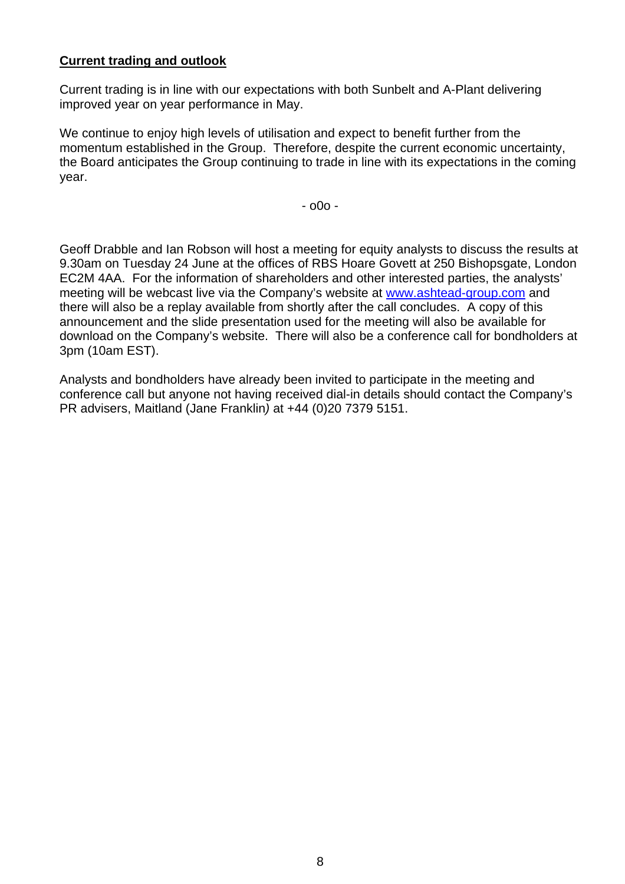**Current trading and outlook**

Current trading is in line with our expectations with both Sunbelt and A-Plant delivering improved year on year performance in May.

We continue to enjoy high levels of utilisation and expect to benefit further from the momentum established in the Group. Therefore, despite the current economic uncertainty, the Board anticipates the Group continuing to trade in line with its expectations in the coming year.

- o0o -

Geoff Drabble and Ian Robson will host a meeting for equity analysts to discuss the results at 9.30am on Tuesday 24 June at the offices of RBS Hoare Govett at 250 Bishopsgate, London EC2M 4AA. For the information of shareholders and other interested parties, the analysts' meeting will be webcast live via the Company's website at [www.ashtead-group.com](http://www.ashtead-group.com) and there will also be a replay available from shortly after the call concludes. A copy of this announcement and the slide presentation used for the meeting will also be available for download on the Company's website. There will also be a conference call for bondholders at 3pm (10am EST).

Analysts and bondholders have already been invited to participate in the meeting and conference call but anyone not having received dial-in details should contact the Company's PR advisers, Maitland (Jane Franklin) at +44 (0)20 7379 5151.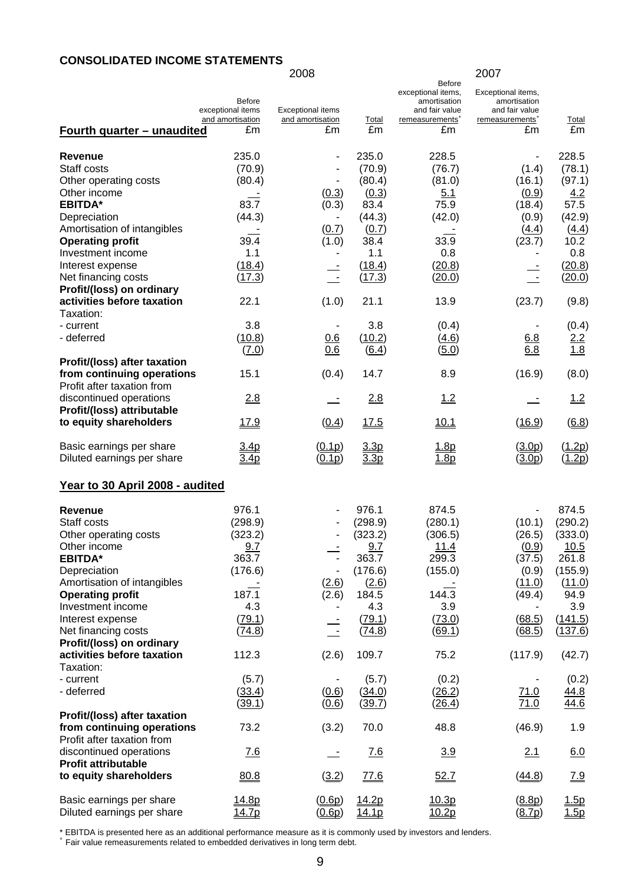**CONSOLIDATED INCOME STATEMENTS**

| | 2008 | | | 2007 | | |
|---|---|---|---|---|---|---|
| **Fourth quarter – unaudited** | Before exceptional items and amortisation £m | Exceptional items and amortisation £m | Total £m | Before exceptional items, amortisation and fair value remeasurements⁺ £m | Exceptional items, amortisation and fair value remeasurements⁺ £m | Total £m |
| **Revenue** | 235.0 | - | 235.0 | 228.5 | - | 228.5 |
| Staff costs | (70.9) | - | (70.9) | (76.7) | (1.4) | (78.1) |
| Other operating costs | (80.4) | - | (80.4) | (81.0) | (16.1) | (97.1) |
| Other income | - | (0.3) | (0.3) | 5.1 | (0.9) | 4.2 |
| **EBITDA*** | 83.7 | (0.3) | 83.4 | 75.9 | (18.4) | 57.5 |
| Depreciation | (44.3) | - | (44.3) | (42.0) | (0.9) | (42.9) |
| Amortisation of intangibles | - | (0.7) | (0.7) | - | (4.4) | (4.4) |
| **Operating profit** | 39.4 | (1.0) | 38.4 | 33.9 | (23.7) | 10.2 |
| Investment income | 1.1 | - | 1.1 | 0.8 | - | 0.8 |
| Interest expense | (18.4) | - | (18.4) | (20.8) | - | (20.8) |
| Net financing costs | (17.3) | - | (17.3) | (20.0) | - | (20.0) |
| **Profit/(loss) on ordinary activities before taxation** | 22.1 | (1.0) | 21.1 | 13.9 | (23.7) | (9.8) |
| Taxation: | | | | | | |
| - current | 3.8 | - | 3.8 | (0.4) | - | (0.4) |
| - deferred | (10.8) | 0.6 | (10.2) | (4.6) | 6.8 | 2.2 |
| | (7.0) | 0.6 | (6.4) | (5.0) | 6.8 | 1.8 |
| **Profit/(loss) after taxation from continuing operations** | 15.1 | (0.4) | 14.7 | 8.9 | (16.9) | (8.0) |
| Profit after taxation from discontinued operations | 2.8 | - | 2.8 | 1.2 | - | 1.2 |
| **Profit/(loss) attributable to equity shareholders** | 17.9 | (0.4) | 17.5 | 10.1 | (16.9) | (6.8) |
| Basic earnings per share | 3.4p | (0.1p) | 3.3p | 1.8p | (3.0p) | (1.2p) |
| Diluted earnings per share | 3.4p | (0.1p) | 3.3p | 1.8p | (3.0p) | (1.2p) |

**Year to 30 April 2008 - audited**

| | | | | | | |
|---|---|---|---|---|---|---|
| **Revenue** | 976.1 | - | 976.1 | 874.5 | - | 874.5 |
| Staff costs | (298.9) | - | (298.9) | (280.1) | (10.1) | (290.2) |
| Other operating costs | (323.2) | - | (323.2) | (306.5) | (26.5) | (333.0) |
| Other income | 9.7 | - | 9.7 | 11.4 | (0.9) | 10.5 |
| **EBITDA*** | 363.7 | - | 363.7 | 299.3 | (37.5) | 261.8 |
| Depreciation | (176.6) | - | (176.6) | (155.0) | (0.9) | (155.9) |
| Amortisation of intangibles | - | (2.6) | (2.6) | - | (11.0) | (11.0) |
| **Operating profit** | 187.1 | (2.6) | 184.5 | 144.3 | (49.4) | 94.9 |
| Investment income | 4.3 | - | 4.3 | 3.9 | - | 3.9 |
| Interest expense | (79.1) | - | (79.1) | (73.0) | (68.5) | (141.5) |
| Net financing costs | (74.8) | - | (74.8) | (69.1) | (68.5) | (137.6) |
| **Profit/(loss) on ordinary activities before taxation** | 112.3 | (2.6) | 109.7 | 75.2 | (117.9) | (42.7) |
| Taxation: | | | | | | |
| - current | (5.7) | - | (5.7) | (0.2) | - | (0.2) |
| - deferred | (33.4) | (0.6) | (34.0) | (26.2) | 71.0 | 44.8 |
| | (39.1) | (0.6) | (39.7) | (26.4) | 71.0 | 44.6 |
| **Profit/(loss) after taxation from continuing operations** | 73.2 | (3.2) | 70.0 | 48.8 | (46.9) | 1.9 |
| Profit after taxation from discontinued operations | 7.6 | - | 7.6 | 3.9 | 2.1 | 6.0 |
| **Profit attributable to equity shareholders** | 80.8 | (3.2) | 77.6 | 52.7 | (44.8) | 7.9 |
| Basic earnings per share | 14.8p | (0.6p) | 14.2p | 10.3p | (8.8p) | 1.5p |
| Diluted earnings per share | 14.7p | (0.6p) | 14.1p | 10.2p | (8.7p) | 1.5p |

\* EBITDA is presented here as an additional performance measure as it is commonly used by investors and lenders.
⁺ Fair value remeasurements related to embedded derivatives in long term debt.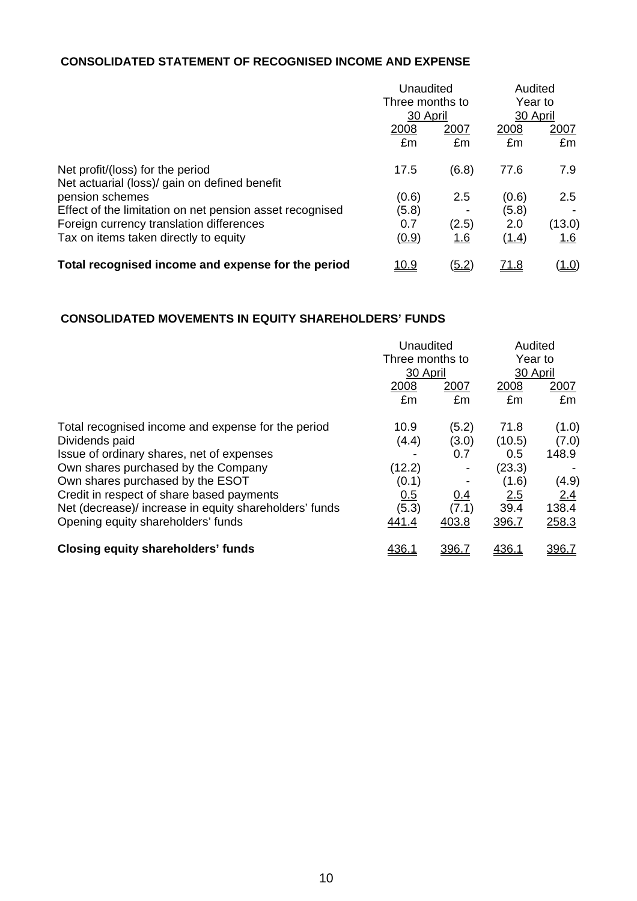**CONSOLIDATED STATEMENT OF RECOGNISED INCOME AND EXPENSE**

| | Unaudited Three months to 30 April | | Audited Year to 30 April | |
|---|---|---|---|---|
| | 2008 | 2007 | 2008 | 2007 |
| | £m | £m | £m | £m |
| Net profit/(loss) for the period | 17.5 | (6.8) | 77.6 | 7.9 |
| Net actuarial (loss)/ gain on defined benefit pension schemes | (0.6) | 2.5 | (0.6) | 2.5 |
| Effect of the limitation on net pension asset recognised | (5.8) | - | (5.8) | - |
| Foreign currency translation differences | 0.7 | (2.5) | 2.0 | (13.0) |
| Tax on items taken directly to equity | (0.9) | 1.6 | (1.4) | 1.6 |
| **Total recognised income and expense for the period** | 10.9 | (5.2) | 71.8 | (1.0) |

**CONSOLIDATED MOVEMENTS IN EQUITY SHAREHOLDERS' FUNDS**

| | Unaudited Three months to 30 April | | Audited Year to 30 April | |
|---|---|---|---|---|
| | 2008 | 2007 | 2008 | 2007 |
| | £m | £m | £m | £m |
| Total recognised income and expense for the period | 10.9 | (5.2) | 71.8 | (1.0) |
| Dividends paid | (4.4) | (3.0) | (10.5) | (7.0) |
| Issue of ordinary shares, net of expenses | - | 0.7 | 0.5 | 148.9 |
| Own shares purchased by the Company | (12.2) | - | (23.3) | - |
| Own shares purchased by the ESOT | (0.1) | - | (1.6) | (4.9) |
| Credit in respect of share based payments | 0.5 | 0.4 | 2.5 | 2.4 |
| Net (decrease)/ increase in equity shareholders' funds | (5.3) | (7.1) | 39.4 | 138.4 |
| Opening equity shareholders' funds | 441.4 | 403.8 | 396.7 | 258.3 |
| **Closing equity shareholders' funds** | 436.1 | 396.7 | 436.1 | 396.7 |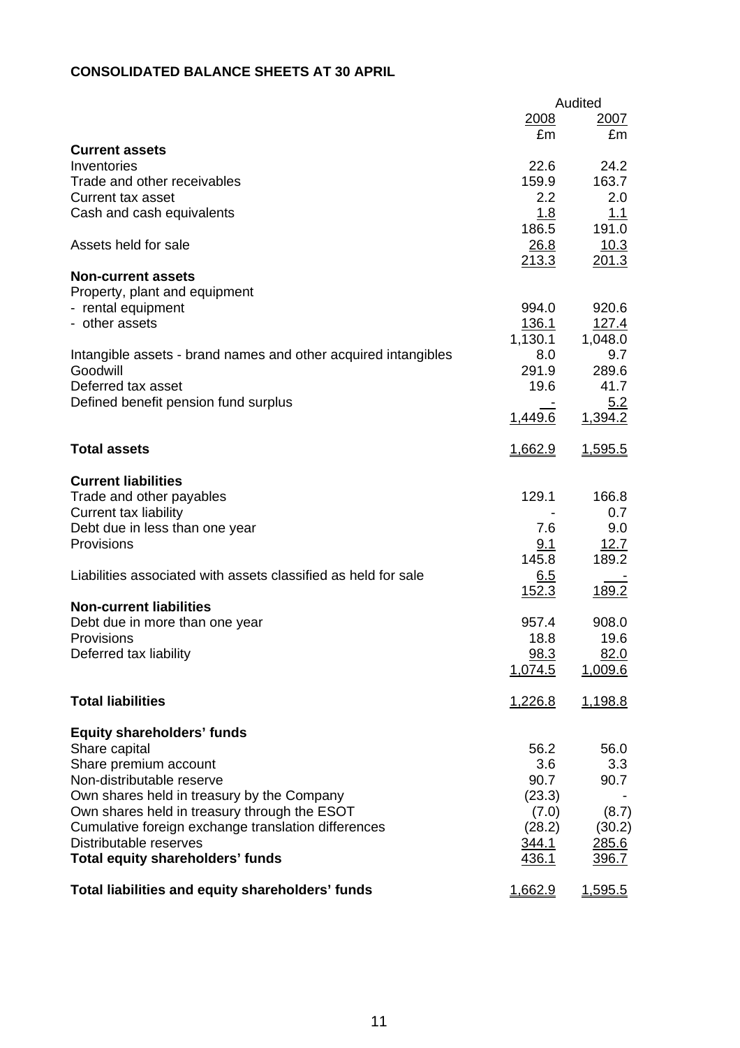**CONSOLIDATED BALANCE SHEETS AT 30 APRIL**

| | Audited | |
|---|---|---|
| | 2008 | 2007 |
| | £m | £m |
| **Current assets** | | |
| Inventories | 22.6 | 24.2 |
| Trade and other receivables | 159.9 | 163.7 |
| Current tax asset | 2.2 | 2.0 |
| Cash and cash equivalents | 1.8 | 1.1 |
| | 186.5 | 191.0 |
| Assets held for sale | 26.8 | 10.3 |
| | 213.3 | 201.3 |
| **Non-current assets** | | |
| Property, plant and equipment | | |
| - rental equipment | 994.0 | 920.6 |
| - other assets | 136.1 | 127.4 |
| | 1,130.1 | 1,048.0 |
| Intangible assets - brand names and other acquired intangibles | 8.0 | 9.7 |
| Goodwill | 291.9 | 289.6 |
| Deferred tax asset | 19.6 | 41.7 |
| Defined benefit pension fund surplus | - | 5.2 |
| | 1,449.6 | 1,394.2 |
| **Total assets** | 1,662.9 | 1,595.5 |
| **Current liabilities** | | |
| Trade and other payables | 129.1 | 166.8 |
| Current tax liability | - | 0.7 |
| Debt due in less than one year | 7.6 | 9.0 |
| Provisions | 9.1 | 12.7 |
| | 145.8 | 189.2 |
| Liabilities associated with assets classified as held for sale | 6.5 | - |
| | 152.3 | 189.2 |
| **Non-current liabilities** | | |
| Debt due in more than one year | 957.4 | 908.0 |
| Provisions | 18.8 | 19.6 |
| Deferred tax liability | 98.3 | 82.0 |
| | 1,074.5 | 1,009.6 |
| **Total liabilities** | 1,226.8 | 1,198.8 |
| **Equity shareholders' funds** | | |
| Share capital | 56.2 | 56.0 |
| Share premium account | 3.6 | 3.3 |
| Non-distributable reserve | 90.7 | 90.7 |
| Own shares held in treasury by the Company | (23.3) | - |
| Own shares held in treasury through the ESOT | (7.0) | (8.7) |
| Cumulative foreign exchange translation differences | (28.2) | (30.2) |
| Distributable reserves | 344.1 | 285.6 |
| **Total equity shareholders' funds** | 436.1 | 396.7 |
| **Total liabilities and equity shareholders' funds** | 1,662.9 | 1,595.5 |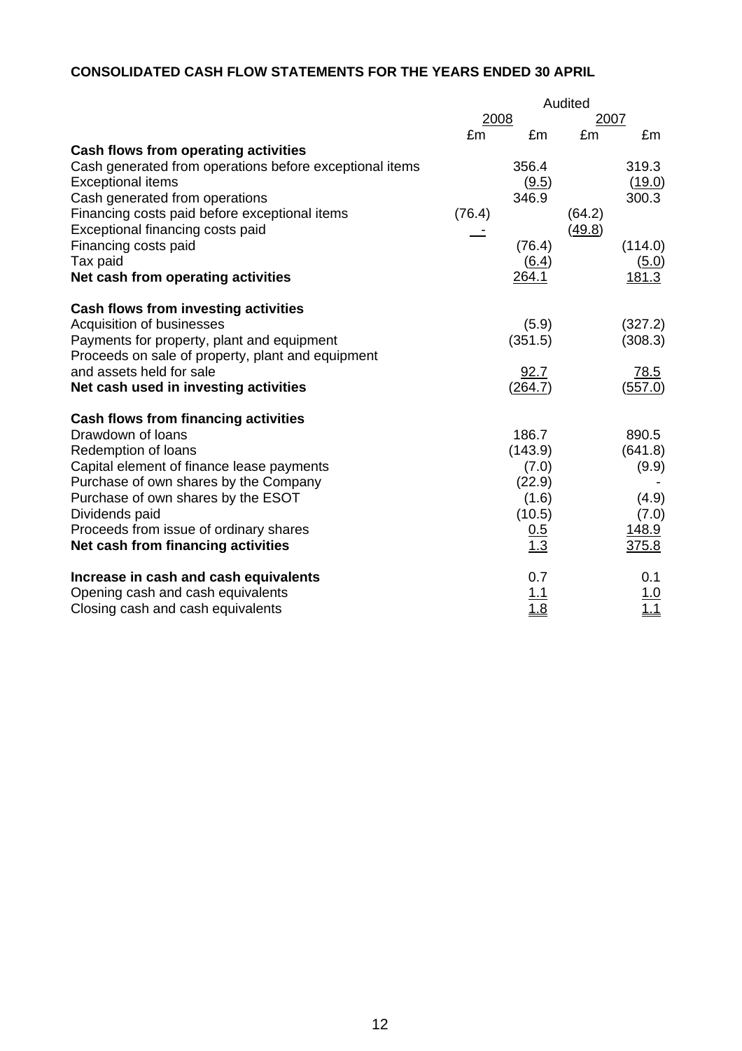## CONSOLIDATED CASH FLOW STATEMENTS FOR THE YEARS ENDED 30 APRIL

| | Audited | | | |
|---|---|---|---|---|
| | 2008 | | 2007 | |
| | £m | £m | £m | £m |
| **Cash flows from operating activities** | | | | |
| Cash generated from operations before exceptional items | | 356.4 | | 319.3 |
| Exceptional items | | (9.5) | | (19.0) |
| Cash generated from operations | | 346.9 | | 300.3 |
| Financing costs paid before exceptional items | (76.4) | | (64.2) | |
| Exceptional financing costs paid | - | | (49.8) | |
| Financing costs paid | | (76.4) | | (114.0) |
| Tax paid | | (6.4) | | (5.0) |
| **Net cash from operating activities** | | 264.1 | | 181.3 |
| | | | | |
| **Cash flows from investing activities** | | | | |
| Acquisition of businesses | | (5.9) | | (327.2) |
| Payments for property, plant and equipment | | (351.5) | | (308.3) |
| Proceeds on sale of property, plant and equipment and assets held for sale | | 92.7 | | 78.5 |
| **Net cash used in investing activities** | | (264.7) | | (557.0) |
| | | | | |
| **Cash flows from financing activities** | | | | |
| Drawdown of loans | | 186.7 | | 890.5 |
| Redemption of loans | | (143.9) | | (641.8) |
| Capital element of finance lease payments | | (7.0) | | (9.9) |
| Purchase of own shares by the Company | | (22.9) | | - |
| Purchase of own shares by the ESOT | | (1.6) | | (4.9) |
| Dividends paid | | (10.5) | | (7.0) |
| Proceeds from issue of ordinary shares | | 0.5 | | 148.9 |
| **Net cash from financing activities** | | 1.3 | | 375.8 |
| | | | | |
| **Increase in cash and cash equivalents** | | 0.7 | | 0.1 |
| Opening cash and cash equivalents | | 1.1 | | 1.0 |
| Closing cash and cash equivalents | | 1.8 | | 1.1 |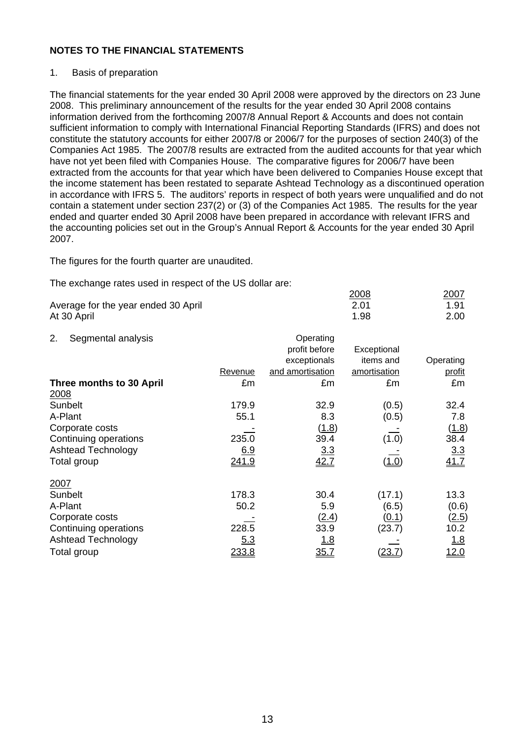**NOTES TO THE FINANCIAL STATEMENTS**

1. Basis of preparation

The financial statements for the year ended 30 April 2008 were approved by the directors on 23 June 2008. This preliminary announcement of the results for the year ended 30 April 2008 contains information derived from the forthcoming 2007/8 Annual Report & Accounts and does not contain sufficient information to comply with International Financial Reporting Standards (IFRS) and does not constitute the statutory accounts for either 2007/8 or 2006/7 for the purposes of section 240(3) of the Companies Act 1985. The 2007/8 results are extracted from the audited accounts for that year which have not yet been filed with Companies House. The comparative figures for 2006/7 have been extracted from the accounts for that year which have been delivered to Companies House except that the income statement has been restated to separate Ashtead Technology as a discontinued operation in accordance with IFRS 5. The auditors' reports in respect of both years were unqualified and do not contain a statement under section 237(2) or (3) of the Companies Act 1985. The results for the year ended and quarter ended 30 April 2008 have been prepared in accordance with relevant IFRS and the accounting policies set out in the Group's Annual Report & Accounts for the year ended 30 April 2007.

The figures for the fourth quarter are unaudited.

The exchange rates used in respect of the US dollar are:

| | 2008 | 2007 |
|---|---|---|
| Average for the year ended 30 April | 2.01 | 1.91 |
| At 30 April | 1.98 | 2.00 |

2. Segmental analysis

| | Revenue | Operating profit before exceptionals and amortisation | Exceptional items and amortisation | Operating profit |
|---|---|---|---|---|
| **Three months to 30 April** | £m | £m | £m | £m |
| 2008 | | | | |
| Sunbelt | 179.9 | 32.9 | (0.5) | 32.4 |
| A-Plant | 55.1 | 8.3 | (0.5) | 7.8 |
| Corporate costs | - | (1.8) | - | (1.8) |
| Continuing operations | 235.0 | 39.4 | (1.0) | 38.4 |
| Ashtead Technology | 6.9 | 3.3 | - | 3.3 |
| Total group | 241.9 | 42.7 | (1.0) | 41.7 |
| 2007 | | | | |
| Sunbelt | 178.3 | 30.4 | (17.1) | 13.3 |
| A-Plant | 50.2 | 5.9 | (6.5) | (0.6) |
| Corporate costs | - | (2.4) | (0.1) | (2.5) |
| Continuing operations | 228.5 | 33.9 | (23.7) | 10.2 |
| Ashtead Technology | 5.3 | 1.8 | - | 1.8 |
| Total group | 233.8 | 35.7 | (23.7) | 12.0 |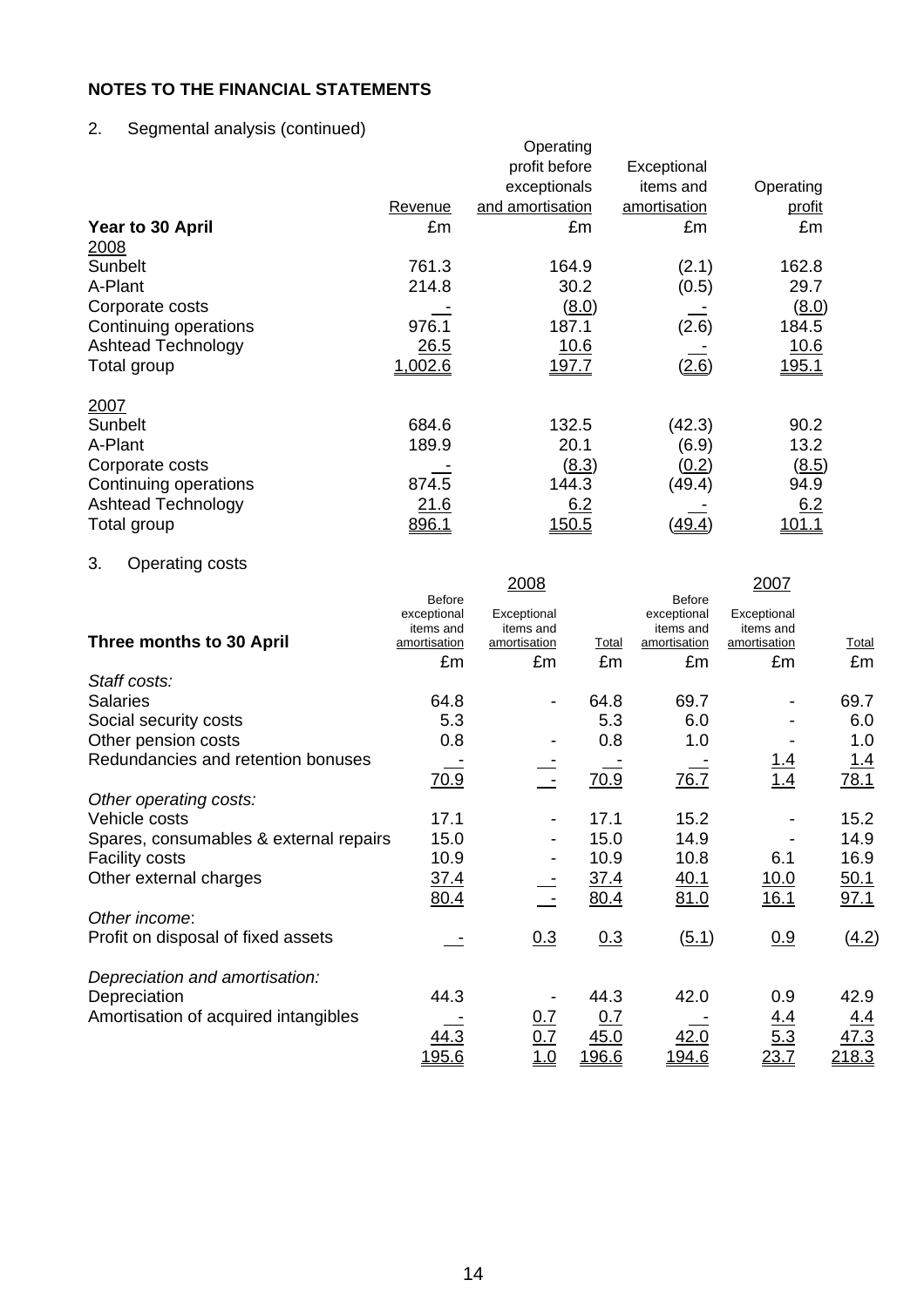**NOTES TO THE FINANCIAL STATEMENTS**

2. Segmental analysis (continued)

| Year to 30 April | Revenue | Operating profit before exceptionals and amortisation | Exceptional items and amortisation | Operating profit |
|---|---|---|---|---|
| | £m | £m | £m | £m |
| 2008 | | | | |
| Sunbelt | 761.3 | 164.9 | (2.1) | 162.8 |
| A-Plant | 214.8 | 30.2 | (0.5) | 29.7 |
| Corporate costs | - | (8.0) | - | (8.0) |
| Continuing operations | 976.1 | 187.1 | (2.6) | 184.5 |
| Ashtead Technology | 26.5 | 10.6 | - | 10.6 |
| Total group | 1,002.6 | 197.7 | (2.6) | 195.1 |
| 2007 | | | | |
| Sunbelt | 684.6 | 132.5 | (42.3) | 90.2 |
| A-Plant | 189.9 | 20.1 | (6.9) | 13.2 |
| Corporate costs | - | (8.3) | (0.2) | (8.5) |
| Continuing operations | 874.5 | 144.3 | (49.4) | 94.9 |
| Ashtead Technology | 21.6 | 6.2 | - | 6.2 |
| Total group | 896.1 | 150.5 | (49.4) | 101.1 |

3. Operating costs

| Three months to 30 April | 2008 Before exceptional items and amortisation | 2008 Exceptional items and amortisation | 2008 Total | 2007 Before exceptional items and amortisation | 2007 Exceptional items and amortisation | 2007 Total |
|---|---|---|---|---|---|---|
| | £m | £m | £m | £m | £m | £m |
| *Staff costs:* | | | | | | |
| Salaries | 64.8 | - | 64.8 | 69.7 | - | 69.7 |
| Social security costs | 5.3 | | 5.3 | 6.0 | - | 6.0 |
| Other pension costs | 0.8 | - | 0.8 | 1.0 | - | 1.0 |
| Redundancies and retention bonuses | - | - | - | - | 1.4 | 1.4 |
| | 70.9 | - | 70.9 | 76.7 | 1.4 | 78.1 |
| *Other operating costs:* | | | | | | |
| Vehicle costs | 17.1 | - | 17.1 | 15.2 | - | 15.2 |
| Spares, consumables & external repairs | 15.0 | - | 15.0 | 14.9 | - | 14.9 |
| Facility costs | 10.9 | - | 10.9 | 10.8 | 6.1 | 16.9 |
| Other external charges | 37.4 | - | 37.4 | 40.1 | 10.0 | 50.1 |
| | 80.4 | - | 80.4 | 81.0 | 16.1 | 97.1 |
| *Other income*: | | | | | | |
| Profit on disposal of fixed assets | - | 0.3 | 0.3 | (5.1) | 0.9 | (4.2) |
| *Depreciation and amortisation:* | | | | | | |
| Depreciation | 44.3 | - | 44.3 | 42.0 | 0.9 | 42.9 |
| Amortisation of acquired intangibles | - | 0.7 | 0.7 | - | 4.4 | 4.4 |
| | 44.3 | 0.7 | 45.0 | 42.0 | 5.3 | 47.3 |
| | 195.6 | 1.0 | 196.6 | 194.6 | 23.7 | 218.3 |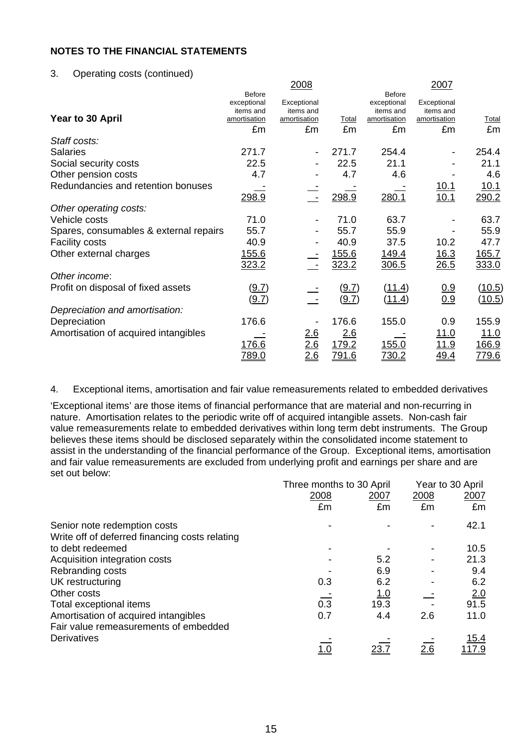**NOTES TO THE FINANCIAL STATEMENTS**

3. Operating costs (continued)

| Year to 30 April | 2008 Before exceptional items and amortisation | 2008 Exceptional items and amortisation | 2008 Total | 2007 Before exceptional items and amortisation | 2007 Exceptional items and amortisation | 2007 Total |
|---|---|---|---|---|---|---|
| | £m | £m | £m | £m | £m | £m |
| *Staff costs:* | | | | | | |
| Salaries | 271.7 | - | 271.7 | 254.4 | - | 254.4 |
| Social security costs | 22.5 | - | 22.5 | 21.1 | - | 21.1 |
| Other pension costs | 4.7 | - | 4.7 | 4.6 | - | 4.6 |
| Redundancies and retention bonuses | - | - | - | - | 10.1 | 10.1 |
| | 298.9 | - | 298.9 | 280.1 | 10.1 | 290.2 |
| *Other operating costs:* | | | | | | |
| Vehicle costs | 71.0 | - | 71.0 | 63.7 | - | 63.7 |
| Spares, consumables & external repairs | 55.7 | - | 55.7 | 55.9 | - | 55.9 |
| Facility costs | 40.9 | - | 40.9 | 37.5 | 10.2 | 47.7 |
| Other external charges | 155.6 | - | 155.6 | 149.4 | 16.3 | 165.7 |
| | 323.2 | - | 323.2 | 306.5 | 26.5 | 333.0 |
| *Other income*: | | | | | | |
| Profit on disposal of fixed assets | (9.7) | - | (9.7) | (11.4) | 0.9 | (10.5) |
| | (9.7) | - | (9.7) | (11.4) | 0.9 | (10.5) |
| *Depreciation and amortisation:* | | | | | | |
| Depreciation | 176.6 | - | 176.6 | 155.0 | 0.9 | 155.9 |
| Amortisation of acquired intangibles | - | 2.6 | 2.6 | - | 11.0 | 11.0 |
| | 176.6 | 2.6 | 179.2 | 155.0 | 11.9 | 166.9 |
| | 789.0 | 2.6 | 791.6 | 730.2 | 49.4 | 779.6 |

4. Exceptional items, amortisation and fair value remeasurements related to embedded derivatives

'Exceptional items' are those items of financial performance that are material and non-recurring in nature. Amortisation relates to the periodic write off of acquired intangible assets. Non-cash fair value remeasurements relate to embedded derivatives within long term debt instruments. The Group believes these items should be disclosed separately within the consolidated income statement to assist in the understanding of the financial performance of the Group. Exceptional items, amortisation and fair value remeasurements are excluded from underlying profit and earnings per share and are set out below:

| | Three months to 30 April 2008 | Three months to 30 April 2007 | Year to 30 April 2008 | Year to 30 April 2007 |
|---|---|---|---|---|
| | £m | £m | £m | £m |
| Senior note redemption costs | - | - | - | 42.1 |
| Write off of deferred financing costs relating to debt redeemed | - | - | - | 10.5 |
| Acquisition integration costs | - | 5.2 | - | 21.3 |
| Rebranding costs | - | 6.9 | - | 9.4 |
| UK restructuring | 0.3 | 6.2 | - | 6.2 |
| Other costs | - | 1.0 | - | 2.0 |
| Total exceptional items | 0.3 | 19.3 | - | 91.5 |
| Amortisation of acquired intangibles | 0.7 | 4.4 | 2.6 | 11.0 |
| Fair value remeasurements of embedded Derivatives | - | - | - | 15.4 |
| | 1.0 | 23.7 | 2.6 | 117.9 |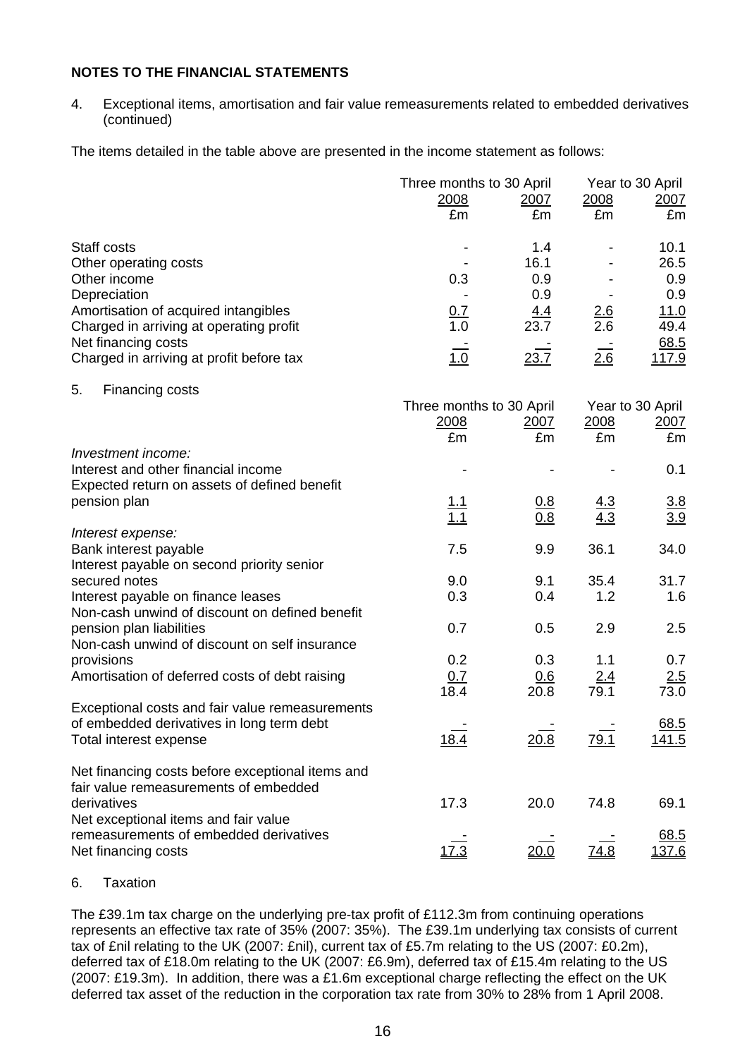## NOTES TO THE FINANCIAL STATEMENTS

4. Exceptional items, amortisation and fair value remeasurements related to embedded derivatives (continued)

The items detailed in the table above are presented in the income statement as follows:

| | Three months to 30 April | | Year to 30 April | |
|---|---|---|---|---|
| | 2008 | 2007 | 2008 | 2007 |
| | £m | £m | £m | £m |
| Staff costs | - | 1.4 | - | 10.1 |
| Other operating costs | - | 16.1 | - | 26.5 |
| Other income | 0.3 | 0.9 | - | 0.9 |
| Depreciation | - | 0.9 | - | 0.9 |
| Amortisation of acquired intangibles | 0.7 | 4.4 | 2.6 | 11.0 |
| Charged in arriving at operating profit | 1.0 | 23.7 | 2.6 | 49.4 |
| Net financing costs | - | - | - | 68.5 |
| Charged in arriving at profit before tax | 1.0 | 23.7 | 2.6 | 117.9 |

5. Financing costs

| | Three months to 30 April | | Year to 30 April | |
|---|---|---|---|---|
| | 2008 | 2007 | 2008 | 2007 |
| | £m | £m | £m | £m |
| *Investment income:* | | | | |
| Interest and other financial income | - | - | - | 0.1 |
| Expected return on assets of defined benefit pension plan | 1.1 | 0.8 | 4.3 | 3.8 |
| | 1.1 | 0.8 | 4.3 | 3.9 |
| *Interest expense:* | | | | |
| Bank interest payable | 7.5 | 9.9 | 36.1 | 34.0 |
| Interest payable on second priority senior secured notes | 9.0 | 9.1 | 35.4 | 31.7 |
| Interest payable on finance leases | 0.3 | 0.4 | 1.2 | 1.6 |
| Non-cash unwind of discount on defined benefit pension plan liabilities | 0.7 | 0.5 | 2.9 | 2.5 |
| Non-cash unwind of discount on self insurance provisions | 0.2 | 0.3 | 1.1 | 0.7 |
| Amortisation of deferred costs of debt raising | 0.7 | 0.6 | 2.4 | 2.5 |
| | 18.4 | 20.8 | 79.1 | 73.0 |
| Exceptional costs and fair value remeasurements of embedded derivatives in long term debt | - | - | - | 68.5 |
| Total interest expense | 18.4 | 20.8 | 79.1 | 141.5 |
| Net financing costs before exceptional items and fair value remeasurements of embedded derivatives | 17.3 | 20.0 | 74.8 | 69.1 |
| Net exceptional items and fair value remeasurements of embedded derivatives | - | - | - | 68.5 |
| Net financing costs | 17.3 | 20.0 | 74.8 | 137.6 |

6. Taxation

The £39.1m tax charge on the underlying pre-tax profit of £112.3m from continuing operations represents an effective tax rate of 35% (2007: 35%). The £39.1m underlying tax consists of current tax of £nil relating to the UK (2007: £nil), current tax of £5.7m relating to the US (2007: £0.2m), deferred tax of £18.0m relating to the UK (2007: £6.9m), deferred tax of £15.4m relating to the US (2007: £19.3m). In addition, there was a £1.6m exceptional charge reflecting the effect on the UK deferred tax asset of the reduction in the corporation tax rate from 30% to 28% from 1 April 2008.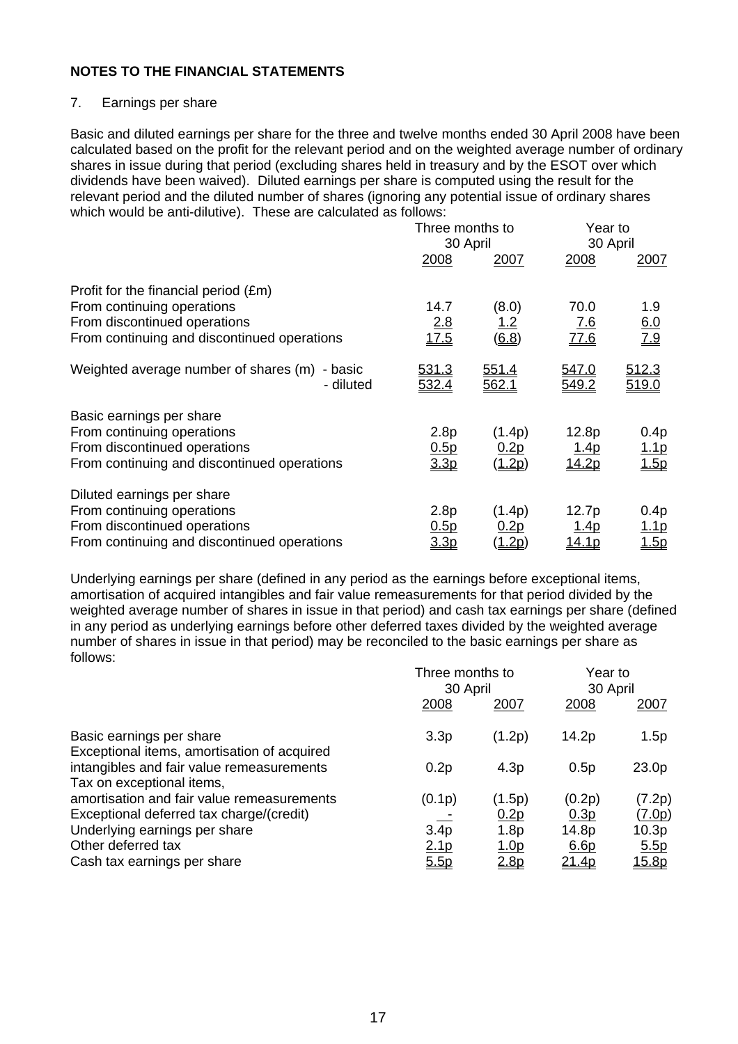**NOTES TO THE FINANCIAL STATEMENTS**

7. Earnings per share

Basic and diluted earnings per share for the three and twelve months ended 30 April 2008 have been calculated based on the profit for the relevant period and on the weighted average number of ordinary shares in issue during that period (excluding shares held in treasury and by the ESOT over which dividends have been waived). Diluted earnings per share is computed using the result for the relevant period and the diluted number of shares (ignoring any potential issue of ordinary shares which would be anti-dilutive). These are calculated as follows:

| | Three months to 30 April | | Year to 30 April | |
|---|---|---|---|---|
| | 2008 | 2007 | 2008 | 2007 |
| Profit for the financial period (£m) | | | | |
| From continuing operations | 14.7 | (8.0) | 70.0 | 1.9 |
| From discontinued operations | 2.8 | 1.2 | 7.6 | 6.0 |
| From continuing and discontinued operations | 17.5 | (6.8) | 77.6 | 7.9 |
| Weighted average number of shares (m) - basic | 531.3 | 551.4 | 547.0 | 512.3 |
| - diluted | 532.4 | 562.1 | 549.2 | 519.0 |
| Basic earnings per share | | | | |
| From continuing operations | 2.8p | (1.4p) | 12.8p | 0.4p |
| From discontinued operations | 0.5p | 0.2p | 1.4p | 1.1p |
| From continuing and discontinued operations | 3.3p | (1.2p) | 14.2p | 1.5p |
| Diluted earnings per share | | | | |
| From continuing operations | 2.8p | (1.4p) | 12.7p | 0.4p |
| From discontinued operations | 0.5p | 0.2p | 1.4p | 1.1p |
| From continuing and discontinued operations | 3.3p | (1.2p) | 14.1p | 1.5p |

Underlying earnings per share (defined in any period as the earnings before exceptional items, amortisation of acquired intangibles and fair value remeasurements for that period divided by the weighted average number of shares in issue in that period) and cash tax earnings per share (defined in any period as underlying earnings before other deferred taxes divided by the weighted average number of shares in issue in that period) may be reconciled to the basic earnings per share as follows:

| | Three months to 30 April | | Year to 30 April | |
|---|---|---|---|---|
| | 2008 | 2007 | 2008 | 2007 |
| Basic earnings per share | 3.3p | (1.2p) | 14.2p | 1.5p |
| Exceptional items, amortisation of acquired intangibles and fair value remeasurements | 0.2p | 4.3p | 0.5p | 23.0p |
| Tax on exceptional items, amortisation and fair value remeasurements | (0.1p) | (1.5p) | (0.2p) | (7.2p) |
| Exceptional deferred tax charge/(credit) | - | 0.2p | 0.3p | (7.0p) |
| Underlying earnings per share | 3.4p | 1.8p | 14.8p | 10.3p |
| Other deferred tax | 2.1p | 1.0p | 6.6p | 5.5p |
| Cash tax earnings per share | 5.5p | 2.8p | 21.4p | 15.8p |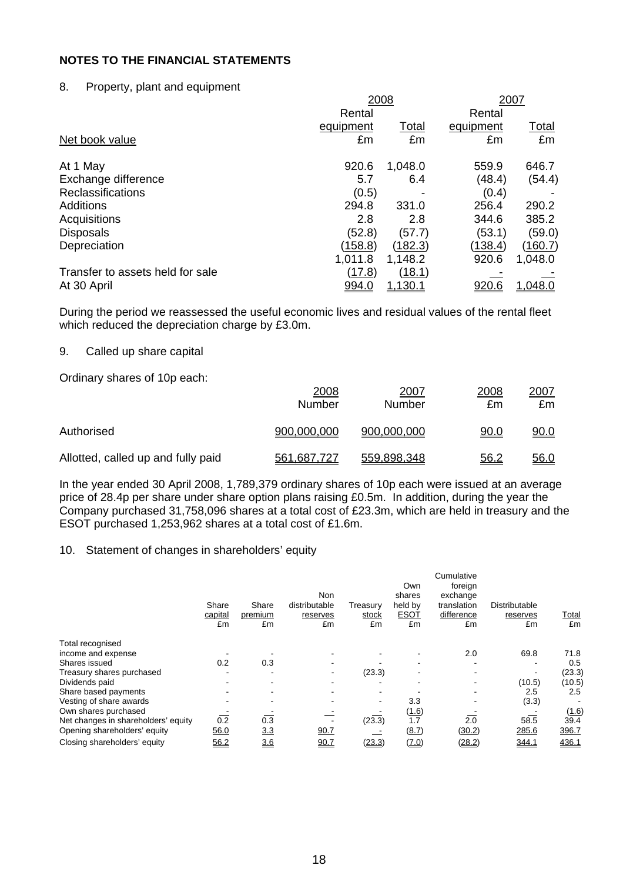## NOTES TO THE FINANCIAL STATEMENTS

8. Property, plant and equipment

| | 2008 | | 2007 | |
|---|---|---|---|---|
| | Rental equipment | Total | Rental equipment | Total |
| Net book value | £m | £m | £m | £m |
| At 1 May | 920.6 | 1,048.0 | 559.9 | 646.7 |
| Exchange difference | 5.7 | 6.4 | (48.4) | (54.4) |
| Reclassifications | (0.5) | - | (0.4) | - |
| Additions | 294.8 | 331.0 | 256.4 | 290.2 |
| Acquisitions | 2.8 | 2.8 | 344.6 | 385.2 |
| Disposals | (52.8) | (57.7) | (53.1) | (59.0) |
| Depreciation | (158.8) | (182.3) | (138.4) | (160.7) |
| | 1,011.8 | 1,148.2 | 920.6 | 1,048.0 |
| Transfer to assets held for sale | (17.8) | (18.1) | - | - |
| At 30 April | 994.0 | 1,130.1 | 920.6 | 1,048.0 |

During the period we reassessed the useful economic lives and residual values of the rental fleet which reduced the depreciation charge by £3.0m.

9. Called up share capital

Ordinary shares of 10p each:

| | 2008 Number | 2007 Number | 2008 £m | 2007 £m |
|---|---|---|---|---|
| Authorised | 900,000,000 | 900,000,000 | 90.0 | 90.0 |
| Allotted, called up and fully paid | 561,687,727 | 559,898,348 | 56.2 | 56.0 |

In the year ended 30 April 2008, 1,789,379 ordinary shares of 10p each were issued at an average price of 28.4p per share under share option plans raising £0.5m. In addition, during the year the Company purchased 31,758,096 shares at a total cost of £23.3m, which are held in treasury and the ESOT purchased 1,253,962 shares at a total cost of £1.6m.

10. Statement of changes in shareholders' equity

| | Share capital £m | Share premium £m | Non distributable reserves £m | Treasury stock £m | Own shares held by ESOT £m | Cumulative foreign exchange translation difference £m | Distributable reserves £m | Total £m |
|---|---|---|---|---|---|---|---|---|
| Total recognised income and expense | - | - | - | - | - | 2.0 | 69.8 | 71.8 |
| Shares issued | 0.2 | 0.3 | - | - | - | - | - | 0.5 |
| Treasury shares purchased | - | - | - | (23.3) | - | - | - | (23.3) |
| Dividends paid | - | - | - | - | - | - | (10.5) | (10.5) |
| Share based payments | - | - | - | - | - | - | 2.5 | 2.5 |
| Vesting of share awards | - | - | - | - | 3.3 | - | (3.3) | - |
| Own shares purchased | - | - | - | - | (1.6) | - | - | (1.6) |
| Net changes in shareholders' equity | 0.2 | 0.3 | - | (23.3) | 1.7 | 2.0 | 58.5 | 39.4 |
| Opening shareholders' equity | 56.0 | 3.3 | 90.7 | - | (8.7) | (30.2) | 285.6 | 396.7 |
| Closing shareholders' equity | 56.2 | 3.6 | 90.7 | (23.3) | (7.0) | (28.2) | 344.1 | 436.1 |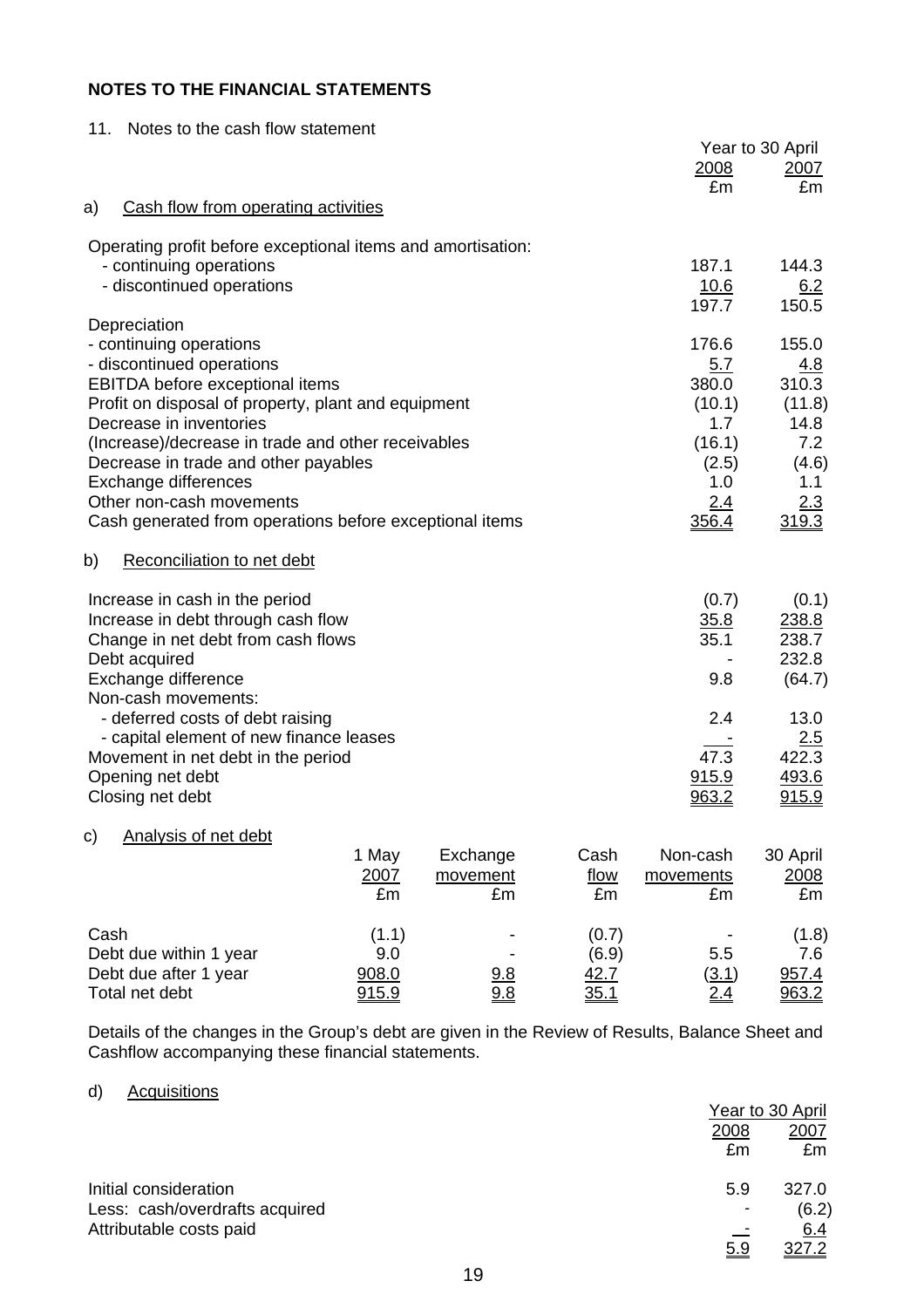## NOTES TO THE FINANCIAL STATEMENTS

11. Notes to the cash flow statement

### a) Cash flow from operating activities

| | Year to 30 April 2008 £m | Year to 30 April 2007 £m |
|---|---|---|
| Operating profit before exceptional items and amortisation: | | |
| - continuing operations | 187.1 | 144.3 |
| - discontinued operations | 10.6 | 6.2 |
| | 197.7 | 150.5 |
| Depreciation | | |
| - continuing operations | 176.6 | 155.0 |
| - discontinued operations | 5.7 | 4.8 |
| EBITDA before exceptional items | 380.0 | 310.3 |
| Profit on disposal of property, plant and equipment | (10.1) | (11.8) |
| Decrease in inventories | 1.7 | 14.8 |
| (Increase)/decrease in trade and other receivables | (16.1) | 7.2 |
| Decrease in trade and other payables | (2.5) | (4.6) |
| Exchange differences | 1.0 | 1.1 |
| Other non-cash movements | 2.4 | 2.3 |
| Cash generated from operations before exceptional items | 356.4 | 319.3 |

### b) Reconciliation to net debt

| | 2008 £m | 2007 £m |
|---|---|---|
| Increase in cash in the period | (0.7) | (0.1) |
| Increase in debt through cash flow | 35.8 | 238.8 |
| Change in net debt from cash flows | 35.1 | 238.7 |
| Debt acquired | - | 232.8 |
| Exchange difference | 9.8 | (64.7) |
| Non-cash movements: | | |
| - deferred costs of debt raising | 2.4 | 13.0 |
| - capital element of new finance leases | - | 2.5 |
| Movement in net debt in the period | 47.3 | 422.3 |
| Opening net debt | 915.9 | 493.6 |
| Closing net debt | 963.2 | 915.9 |

### c) Analysis of net debt

| | 1 May 2007 £m | Exchange movement £m | Cash flow £m | Non-cash movements £m | 30 April 2008 £m |
|---|---|---|---|---|---|
| Cash | (1.1) | - | (0.7) | - | (1.8) |
| Debt due within 1 year | 9.0 | - | (6.9) | 5.5 | 7.6 |
| Debt due after 1 year | 908.0 | 9.8 | 42.7 | (3.1) | 957.4 |
| Total net debt | 915.9 | 9.8 | 35.1 | 2.4 | 963.2 |

Details of the changes in the Group's debt are given in the Review of Results, Balance Sheet and Cashflow accompanying these financial statements.

### d) Acquisitions

| | Year to 30 April 2008 £m | Year to 30 April 2007 £m |
|---|---|---|
| Initial consideration | 5.9 | 327.0 |
| Less: cash/overdrafts acquired | - | (6.2) |
| Attributable costs paid | - | 6.4 |
| | 5.9 | 327.2 |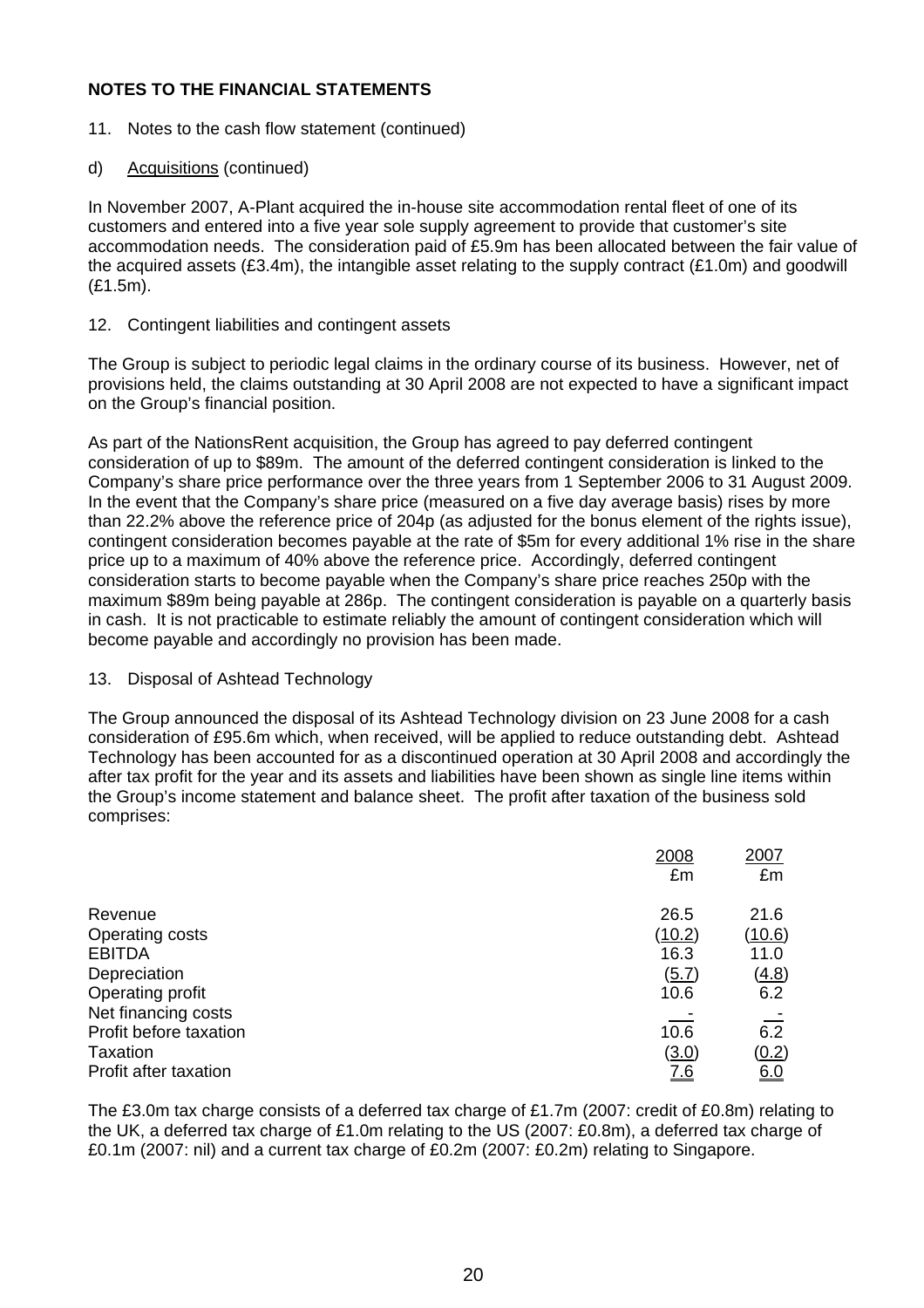## NOTES TO THE FINANCIAL STATEMENTS

11. Notes to the cash flow statement (continued)

d) Acquisitions (continued)

In November 2007, A-Plant acquired the in-house site accommodation rental fleet of one of its customers and entered into a five year sole supply agreement to provide that customer's site accommodation needs. The consideration paid of £5.9m has been allocated between the fair value of the acquired assets (£3.4m), the intangible asset relating to the supply contract (£1.0m) and goodwill (£1.5m).

12. Contingent liabilities and contingent assets

The Group is subject to periodic legal claims in the ordinary course of its business. However, net of provisions held, the claims outstanding at 30 April 2008 are not expected to have a significant impact on the Group's financial position.

As part of the NationsRent acquisition, the Group has agreed to pay deferred contingent consideration of up to $89m. The amount of the deferred contingent consideration is linked to the Company's share price performance over the three years from 1 September 2006 to 31 August 2009. In the event that the Company's share price (measured on a five day average basis) rises by more than 22.2% above the reference price of 204p (as adjusted for the bonus element of the rights issue), contingent consideration becomes payable at the rate of $5m for every additional 1% rise in the share price up to a maximum of 40% above the reference price. Accordingly, deferred contingent consideration starts to become payable when the Company's share price reaches 250p with the maximum $89m being payable at 286p. The contingent consideration is payable on a quarterly basis in cash. It is not practicable to estimate reliably the amount of contingent consideration which will become payable and accordingly no provision has been made.

13. Disposal of Ashtead Technology

The Group announced the disposal of its Ashtead Technology division on 23 June 2008 for a cash consideration of £95.6m which, when received, will be applied to reduce outstanding debt. Ashtead Technology has been accounted for as a discontinued operation at 30 April 2008 and accordingly the after tax profit for the year and its assets and liabilities have been shown as single line items within the Group's income statement and balance sheet. The profit after taxation of the business sold comprises:

| | 2008<br>£m | 2007<br>£m |
|---|---|---|
| Revenue | 26.5 | 21.6 |
| Operating costs | (10.2) | (10.6) |
| EBITDA | 16.3 | 11.0 |
| Depreciation | (5.7) | (4.8) |
| Operating profit | 10.6 | 6.2 |
| Net financing costs | - | - |
| Profit before taxation | 10.6 | 6.2 |
| Taxation | (3.0) | (0.2) |
| Profit after taxation | 7.6 | 6.0 |

The £3.0m tax charge consists of a deferred tax charge of £1.7m (2007: credit of £0.8m) relating to the UK, a deferred tax charge of £1.0m relating to the US (2007: £0.8m), a deferred tax charge of £0.1m (2007: nil) and a current tax charge of £0.2m (2007: £0.2m) relating to Singapore.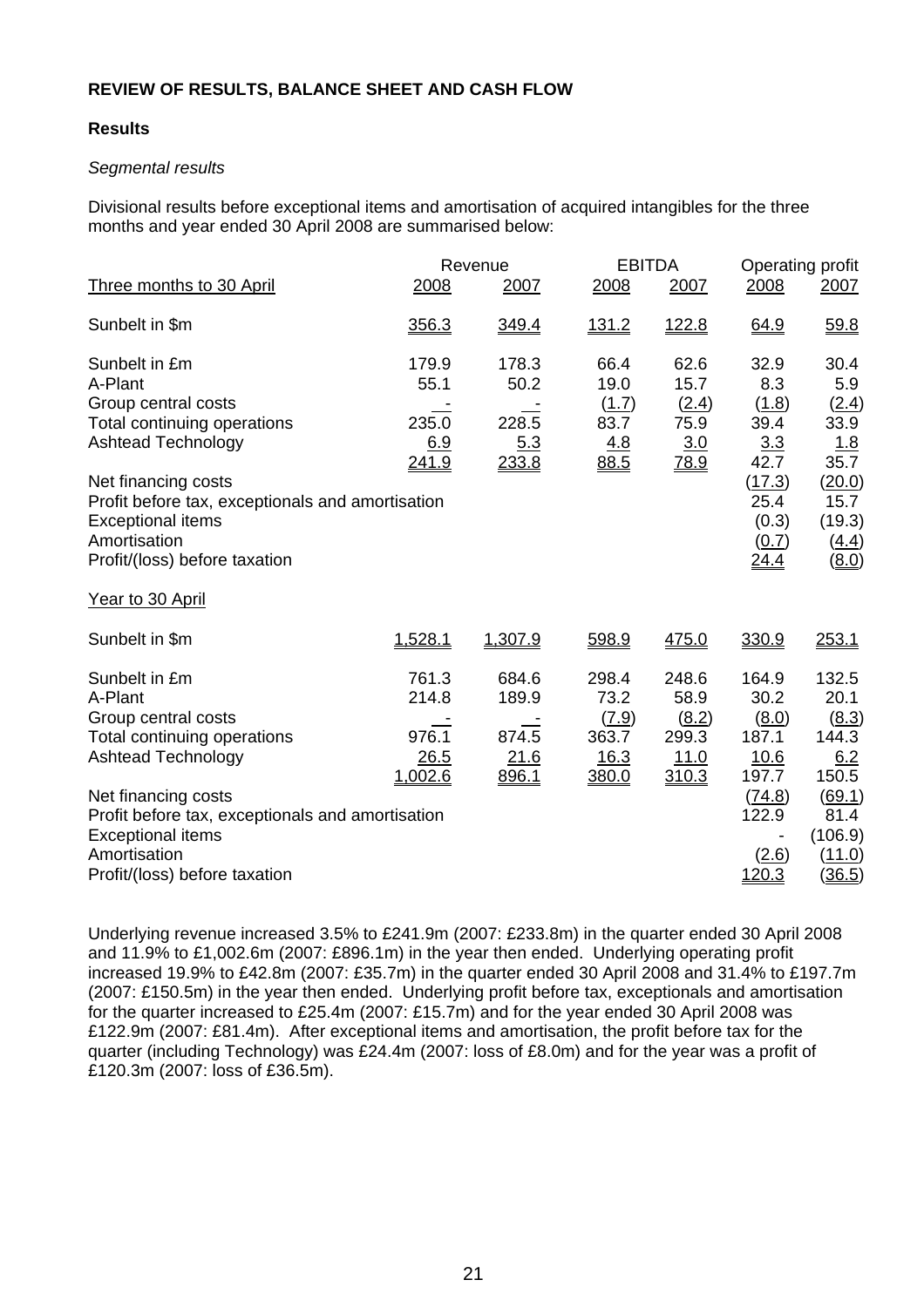**REVIEW OF RESULTS, BALANCE SHEET AND CASH FLOW**

**Results**

*Segmental results*

Divisional results before exceptional items and amortisation of acquired intangibles for the three months and year ended 30 April 2008 are summarised below:

| | Revenue | | EBITDA | | Operating profit | |
|---|---|---|---|---|---|---|
| Three months to 30 April | 2008 | 2007 | 2008 | 2007 | 2008 | 2007 |
| Sunbelt in $m | 356.3 | 349.4 | 131.2 | 122.8 | 64.9 | 59.8 |
| Sunbelt in £m | 179.9 | 178.3 | 66.4 | 62.6 | 32.9 | 30.4 |
| A-Plant | 55.1 | 50.2 | 19.0 | 15.7 | 8.3 | 5.9 |
| Group central costs | - | - | (1.7) | (2.4) | (1.8) | (2.4) |
| Total continuing operations | 235.0 | 228.5 | 83.7 | 75.9 | 39.4 | 33.9 |
| Ashtead Technology | 6.9 | 5.3 | 4.8 | 3.0 | 3.3 | 1.8 |
| | 241.9 | 233.8 | 88.5 | 78.9 | 42.7 | 35.7 |
| Net financing costs | | | | | (17.3) | (20.0) |
| Profit before tax, exceptionals and amortisation | | | | | 25.4 | 15.7 |
| Exceptional items | | | | | (0.3) | (19.3) |
| Amortisation | | | | | (0.7) | (4.4) |
| Profit/(loss) before taxation | | | | | 24.4 | (8.0) |
| Year to 30 April | | | | | | |
| Sunbelt in $m | 1,528.1 | 1,307.9 | 598.9 | 475.0 | 330.9 | 253.1 |
| Sunbelt in £m | 761.3 | 684.6 | 298.4 | 248.6 | 164.9 | 132.5 |
| A-Plant | 214.8 | 189.9 | 73.2 | 58.9 | 30.2 | 20.1 |
| Group central costs | - | - | (7.9) | (8.2) | (8.0) | (8.3) |
| Total continuing operations | 976.1 | 874.5 | 363.7 | 299.3 | 187.1 | 144.3 |
| Ashtead Technology | 26.5 | 21.6 | 16.3 | 11.0 | 10.6 | 6.2 |
| | 1,002.6 | 896.1 | 380.0 | 310.3 | 197.7 | 150.5 |
| Net financing costs | | | | | (74.8) | (69.1) |
| Profit before tax, exceptionals and amortisation | | | | | 122.9 | 81.4 |
| Exceptional items | | | | | - | (106.9) |
| Amortisation | | | | | (2.6) | (11.0) |
| Profit/(loss) before taxation | | | | | 120.3 | (36.5) |

Underlying revenue increased 3.5% to £241.9m (2007: £233.8m) in the quarter ended 30 April 2008 and 11.9% to £1,002.6m (2007: £896.1m) in the year then ended. Underlying operating profit increased 19.9% to £42.8m (2007: £35.7m) in the quarter ended 30 April 2008 and 31.4% to £197.7m (2007: £150.5m) in the year then ended. Underlying profit before tax, exceptionals and amortisation for the quarter increased to £25.4m (2007: £15.7m) and for the year ended 30 April 2008 was £122.9m (2007: £81.4m). After exceptional items and amortisation, the profit before tax for the quarter (including Technology) was £24.4m (2007: loss of £8.0m) and for the year was a profit of £120.3m (2007: loss of £36.5m).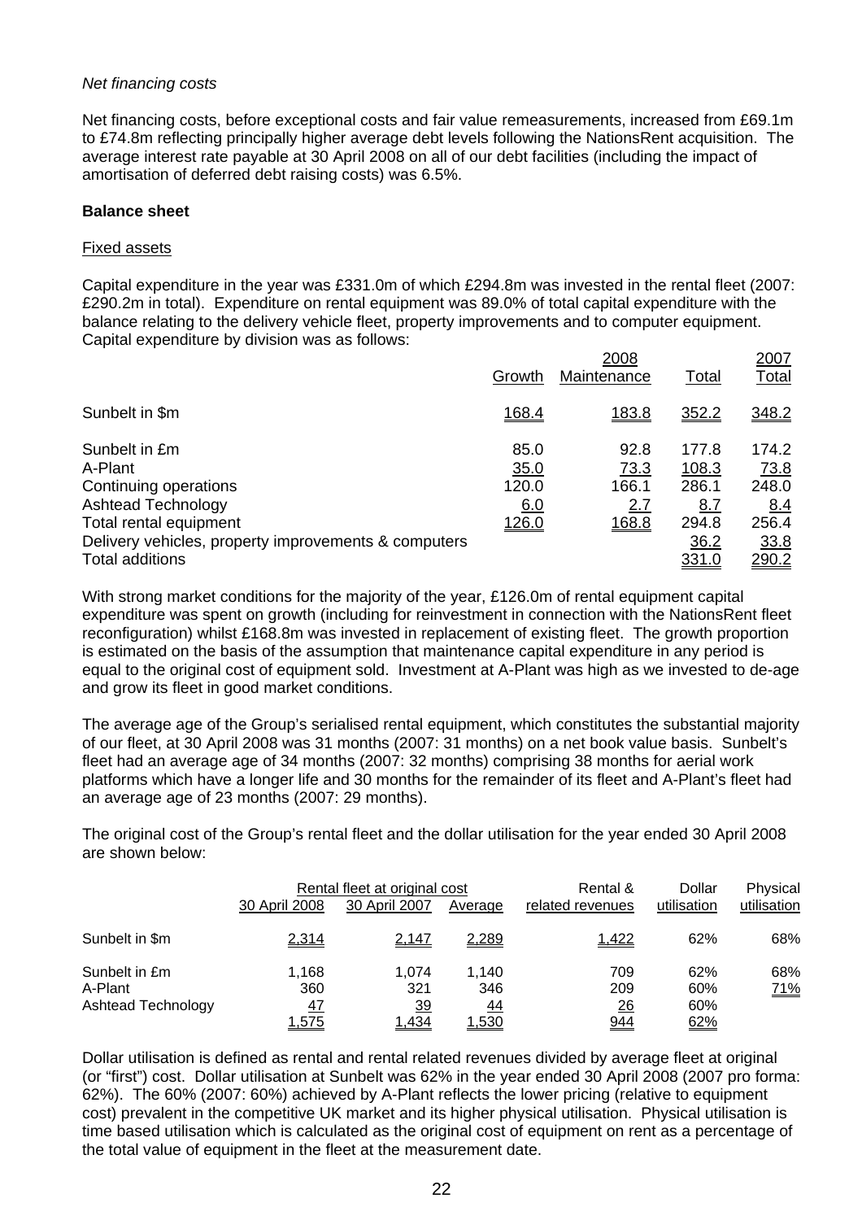*Net financing costs*

Net financing costs, before exceptional costs and fair value remeasurements, increased from £69.1m to £74.8m reflecting principally higher average debt levels following the NationsRent acquisition. The average interest rate payable at 30 April 2008 on all of our debt facilities (including the impact of amortisation of deferred debt raising costs) was 6.5%.

**Balance sheet**

Fixed assets

Capital expenditure in the year was £331.0m of which £294.8m was invested in the rental fleet (2007: £290.2m in total). Expenditure on rental equipment was 89.0% of total capital expenditure with the balance relating to the delivery vehicle fleet, property improvements and to computer equipment. Capital expenditure by division was as follows:

| | 2008 | | | 2007 |
|---|---|---|---|---|
| | Growth | Maintenance | Total | Total |
| Sunbelt in \$m | 168.4 | 183.8 | 352.2 | 348.2 |
| Sunbelt in £m | 85.0 | 92.8 | 177.8 | 174.2 |
| A-Plant | 35.0 | 73.3 | 108.3 | 73.8 |
| Continuing operations | 120.0 | 166.1 | 286.1 | 248.0 |
| Ashtead Technology | 6.0 | 2.7 | 8.7 | 8.4 |
| Total rental equipment | 126.0 | 168.8 | 294.8 | 256.4 |
| Delivery vehicles, property improvements & computers | | | 36.2 | 33.8 |
| Total additions | | | 331.0 | 290.2 |

With strong market conditions for the majority of the year, £126.0m of rental equipment capital expenditure was spent on growth (including for reinvestment in connection with the NationsRent fleet reconfiguration) whilst £168.8m was invested in replacement of existing fleet. The growth proportion is estimated on the basis of the assumption that maintenance capital expenditure in any period is equal to the original cost of equipment sold. Investment at A-Plant was high as we invested to de-age and grow its fleet in good market conditions.

The average age of the Group's serialised rental equipment, which constitutes the substantial majority of our fleet, at 30 April 2008 was 31 months (2007: 31 months) on a net book value basis. Sunbelt's fleet had an average age of 34 months (2007: 32 months) comprising 38 months for aerial work platforms which have a longer life and 30 months for the remainder of its fleet and A-Plant's fleet had an average age of 23 months (2007: 29 months).

The original cost of the Group's rental fleet and the dollar utilisation for the year ended 30 April 2008 are shown below:

| | Rental fleet at original cost | | | Rental & | Dollar | Physical |
|---|---|---|---|---|---|---|
| | 30 April 2008 | 30 April 2007 | Average | related revenues | utilisation | utilisation |
| Sunbelt in \$m | 2,314 | 2,147 | 2,289 | 1,422 | 62% | 68% |
| Sunbelt in £m | 1,168 | 1,074 | 1,140 | 709 | 62% | 68% |
| A-Plant | 360 | 321 | 346 | 209 | 60% | 71% |
| Ashtead Technology | 47 | 39 | 44 | 26 | 60% | |
| | 1,575 | 1,434 | 1,530 | 944 | 62% | |

Dollar utilisation is defined as rental and rental related revenues divided by average fleet at original (or "first") cost. Dollar utilisation at Sunbelt was 62% in the year ended 30 April 2008 (2007 pro forma: 62%). The 60% (2007: 60%) achieved by A-Plant reflects the lower pricing (relative to equipment cost) prevalent in the competitive UK market and its higher physical utilisation. Physical utilisation is time based utilisation which is calculated as the original cost of equipment on rent as a percentage of the total value of equipment in the fleet at the measurement date.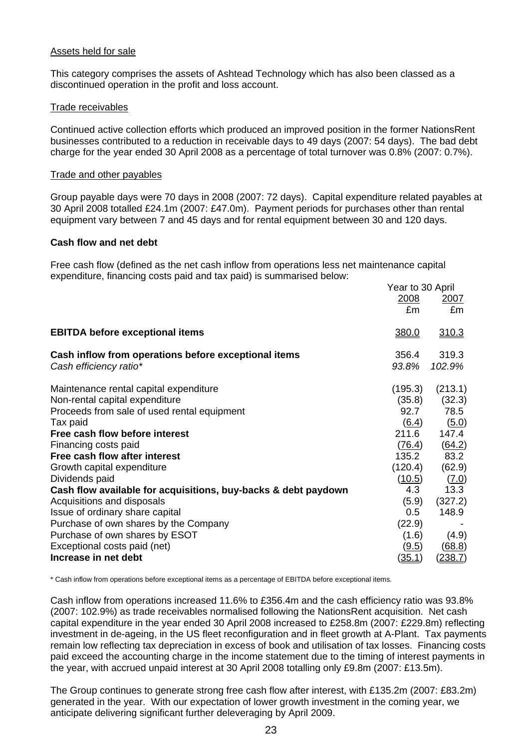Assets held for sale

This category comprises the assets of Ashtead Technology which has also been classed as a discontinued operation in the profit and loss account.

Trade receivables

Continued active collection efforts which produced an improved position in the former NationsRent businesses contributed to a reduction in receivable days to 49 days (2007: 54 days). The bad debt charge for the year ended 30 April 2008 as a percentage of total turnover was 0.8% (2007: 0.7%).

Trade and other payables

Group payable days were 70 days in 2008 (2007: 72 days). Capital expenditure related payables at 30 April 2008 totalled £24.1m (2007: £47.0m). Payment periods for purchases other than rental equipment vary between 7 and 45 days and for rental equipment between 30 and 120 days.

**Cash flow and net debt**

Free cash flow (defined as the net cash inflow from operations less net maintenance capital expenditure, financing costs paid and tax paid) is summarised below:

| | Year to 30 April | |
|---|---|---|
| | 2008 | 2007 |
| | £m | £m |
| **EBITDA before exceptional items** | 380.0 | 310.3 |
| **Cash inflow from operations before exceptional items** | 356.4 | 319.3 |
| *Cash efficiency ratio** | *93.8%* | *102.9%* |
| Maintenance rental capital expenditure | (195.3) | (213.1) |
| Non-rental capital expenditure | (35.8) | (32.3) |
| Proceeds from sale of used rental equipment | 92.7 | 78.5 |
| Tax paid | (6.4) | (5.0) |
| **Free cash flow before interest** | 211.6 | 147.4 |
| Financing costs paid | (76.4) | (64.2) |
| **Free cash flow after interest** | 135.2 | 83.2 |
| Growth capital expenditure | (120.4) | (62.9) |
| Dividends paid | (10.5) | (7.0) |
| **Cash flow available for acquisitions, buy-backs & debt paydown** | 4.3 | 13.3 |
| Acquisitions and disposals | (5.9) | (327.2) |
| Issue of ordinary share capital | 0.5 | 148.9 |
| Purchase of own shares by the Company | (22.9) | - |
| Purchase of own shares by ESOT | (1.6) | (4.9) |
| Exceptional costs paid (net) | (9.5) | (68.8) |
| **Increase in net debt** | (35.1) | (238.7) |

\* Cash inflow from operations before exceptional items as a percentage of EBITDA before exceptional items.

Cash inflow from operations increased 11.6% to £356.4m and the cash efficiency ratio was 93.8% (2007: 102.9%) as trade receivables normalised following the NationsRent acquisition. Net cash capital expenditure in the year ended 30 April 2008 increased to £258.8m (2007: £229.8m) reflecting investment in de-ageing, in the US fleet reconfiguration and in fleet growth at A-Plant. Tax payments remain low reflecting tax depreciation in excess of book and utilisation of tax losses. Financing costs paid exceed the accounting charge in the income statement due to the timing of interest payments in the year, with accrued unpaid interest at 30 April 2008 totalling only £9.8m (2007: £13.5m).

The Group continues to generate strong free cash flow after interest, with £135.2m (2007: £83.2m) generated in the year. With our expectation of lower growth investment in the coming year, we anticipate delivering significant further deleveraging by April 2009.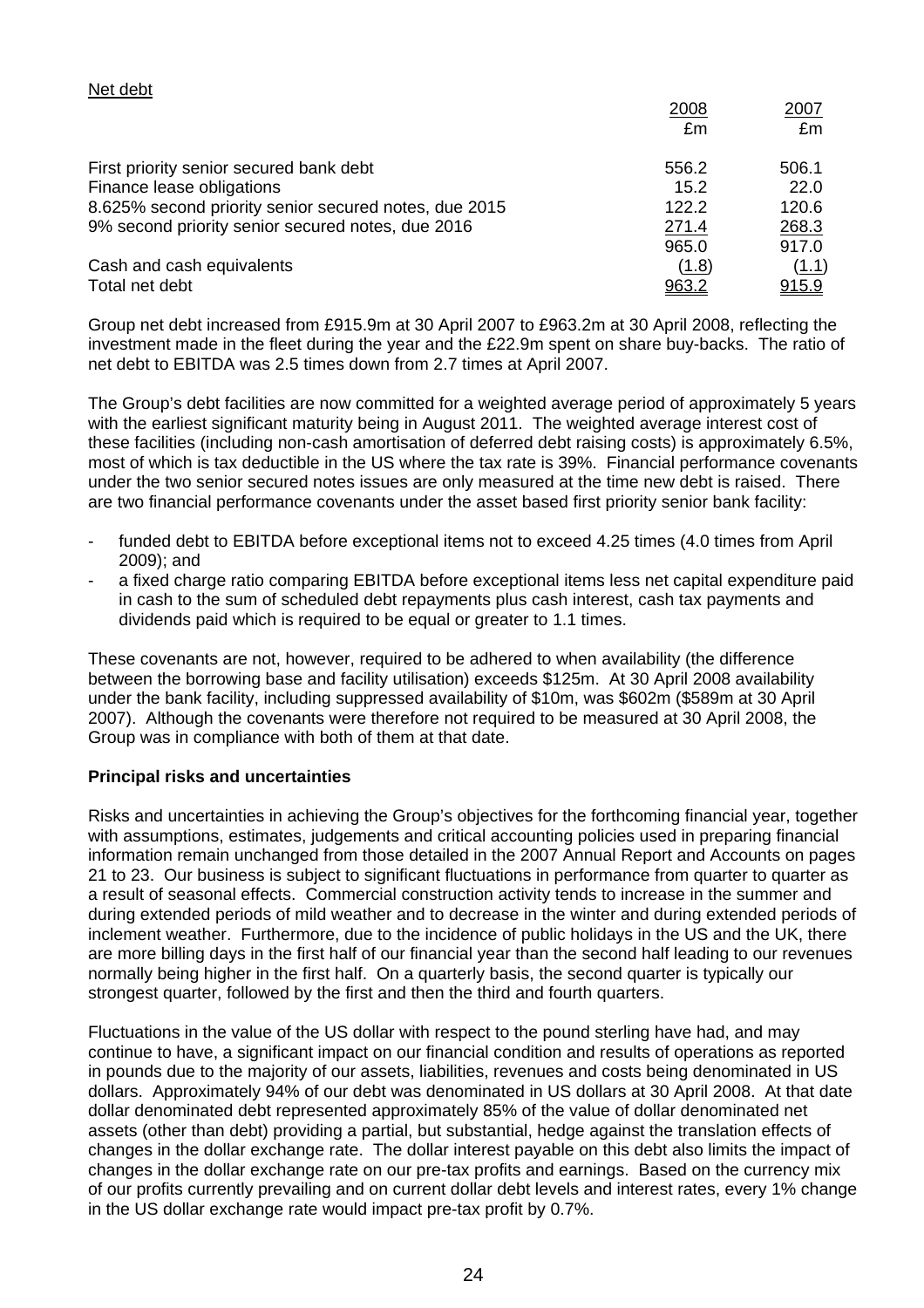Net debt

| | 2008 £m | 2007 £m |
|---|---|---|
| First priority senior secured bank debt | 556.2 | 506.1 |
| Finance lease obligations | 15.2 | 22.0 |
| 8.625% second priority senior secured notes, due 2015 | 122.2 | 120.6 |
| 9% second priority senior secured notes, due 2016 | 271.4 | 268.3 |
| | 965.0 | 917.0 |
| Cash and cash equivalents | (1.8) | (1.1) |
| Total net debt | 963.2 | 915.9 |

Group net debt increased from £915.9m at 30 April 2007 to £963.2m at 30 April 2008, reflecting the investment made in the fleet during the year and the £22.9m spent on share buy-backs. The ratio of net debt to EBITDA was 2.5 times down from 2.7 times at April 2007.

The Group's debt facilities are now committed for a weighted average period of approximately 5 years with the earliest significant maturity being in August 2011. The weighted average interest cost of these facilities (including non-cash amortisation of deferred debt raising costs) is approximately 6.5%, most of which is tax deductible in the US where the tax rate is 39%. Financial performance covenants under the two senior secured notes issues are only measured at the time new debt is raised. There are two financial performance covenants under the asset based first priority senior bank facility:

- funded debt to EBITDA before exceptional items not to exceed 4.25 times (4.0 times from April 2009); and
- a fixed charge ratio comparing EBITDA before exceptional items less net capital expenditure paid in cash to the sum of scheduled debt repayments plus cash interest, cash tax payments and dividends paid which is required to be equal or greater to 1.1 times.

These covenants are not, however, required to be adhered to when availability (the difference between the borrowing base and facility utilisation) exceeds $125m. At 30 April 2008 availability under the bank facility, including suppressed availability of $10m, was $602m ($589m at 30 April 2007). Although the covenants were therefore not required to be measured at 30 April 2008, the Group was in compliance with both of them at that date.

**Principal risks and uncertainties**

Risks and uncertainties in achieving the Group's objectives for the forthcoming financial year, together with assumptions, estimates, judgements and critical accounting policies used in preparing financial information remain unchanged from those detailed in the 2007 Annual Report and Accounts on pages 21 to 23. Our business is subject to significant fluctuations in performance from quarter to quarter as a result of seasonal effects. Commercial construction activity tends to increase in the summer and during extended periods of mild weather and to decrease in the winter and during extended periods of inclement weather. Furthermore, due to the incidence of public holidays in the US and the UK, there are more billing days in the first half of our financial year than the second half leading to our revenues normally being higher in the first half. On a quarterly basis, the second quarter is typically our strongest quarter, followed by the first and then the third and fourth quarters.

Fluctuations in the value of the US dollar with respect to the pound sterling have had, and may continue to have, a significant impact on our financial condition and results of operations as reported in pounds due to the majority of our assets, liabilities, revenues and costs being denominated in US dollars. Approximately 94% of our debt was denominated in US dollars at 30 April 2008. At that date dollar denominated debt represented approximately 85% of the value of dollar denominated net assets (other than debt) providing a partial, but substantial, hedge against the translation effects of changes in the dollar exchange rate. The dollar interest payable on this debt also limits the impact of changes in the dollar exchange rate on our pre-tax profits and earnings. Based on the currency mix of our profits currently prevailing and on current dollar debt levels and interest rates, every 1% change in the US dollar exchange rate would impact pre-tax profit by 0.7%.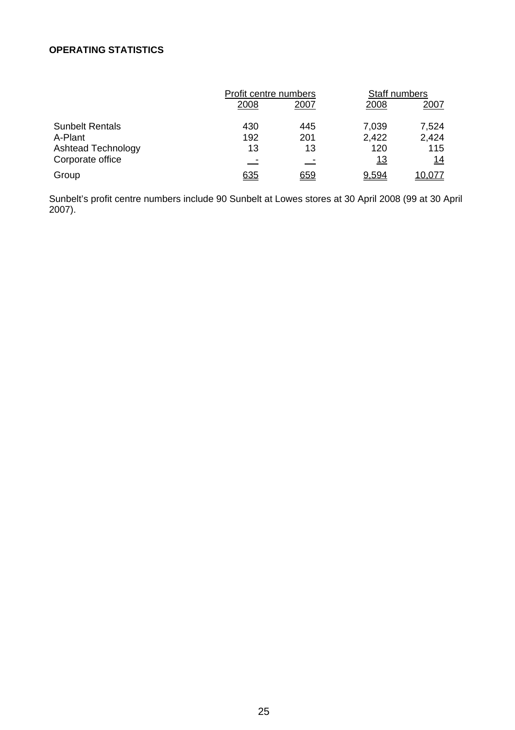**OPERATING STATISTICS**

| | Profit centre numbers | | Staff numbers | |
|---|---|---|---|---|
| | 2008 | 2007 | 2008 | 2007 |
| Sunbelt Rentals | 430 | 445 | 7,039 | 7,524 |
| A-Plant | 192 | 201 | 2,422 | 2,424 |
| Ashtead Technology | 13 | 13 | 120 | 115 |
| Corporate office | - | - | 13 | 14 |
| Group | 635 | 659 | 9,594 | 10,077 |

Sunbelt's profit centre numbers include 90 Sunbelt at Lowes stores at 30 April 2008 (99 at 30 April 2007).